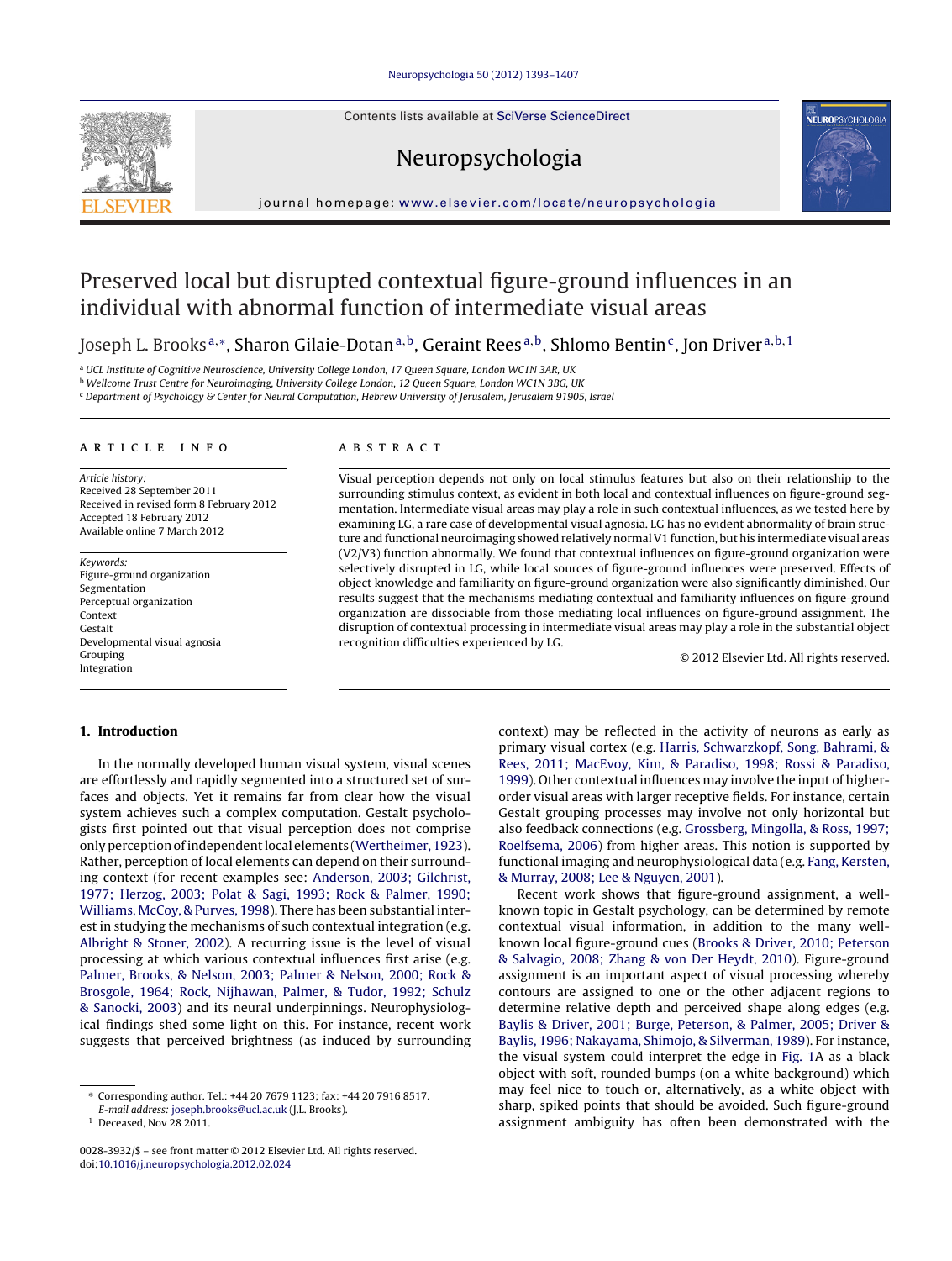# Preserved local but disrupted contextual figure-ground influences in an individual with abnormal function of intermediate visual areas

Joseph L. Brooks[a,*], Sharon Gilaie-Dotan[a,b], Geraint Rees[a,b], Shlomo Bentin[c], Jon Driver[a,b,1]

[a] UCL Institute of Cognitive Neuroscience, University College London, 17 Queen Square, London WC1N 3AR, UK
[b] Wellcome Trust Centre for Neuroimaging, University College London, 12 Queen Square, London WC1N 3BG, UK
[c] Department of Psychology & Center for Neural Computation, Hebrew University of Jerusalem, Jerusalem 91905, Israel

**ARTICLE INFO**

*Article history:*
Received 28 September 2011
Received in revised form 8 February 2012
Accepted 18 February 2012
Available online 7 March 2012

*Keywords:*
Figure-ground organization
Segmentation
Perceptual organization
Context
Gestalt
Developmental visual agnosia
Grouping
Integration

**ABSTRACT**

Visual perception depends not only on local stimulus features but also on their relationship to the surrounding stimulus context, as evident in both local and contextual influences on figure-ground segmentation. Intermediate visual areas may play a role in such contextual influences, as we tested here by examining LG, a rare case of developmental visual agnosia. LG has no evident abnormality of brain structure and functional neuroimaging showed relatively normal V1 function, but his intermediate visual areas (V2/V3) function abnormally. We found that contextual influences on figure-ground organization were selectively disrupted in LG, while local sources of figure-ground influences were preserved. Effects of object knowledge and familiarity on figure-ground organization were also significantly diminished. Our results suggest that the mechanisms mediating contextual and familiarity influences on figure-ground organization are dissociable from those mediating local influences on figure-ground assignment. The disruption of contextual processing in intermediate visual areas may play a role in the substantial object recognition difficulties experienced by LG.

© 2012 Elsevier Ltd. All rights reserved.

## 1. Introduction

In the normally developed human visual system, visual scenes are effortlessly and rapidly segmented into a structured set of surfaces and objects. Yet it remains far from clear how the visual system achieves such a complex computation. Gestalt psychologists first pointed out that visual perception does not comprise only perception of independent local elements (Wertheimer, 1923). Rather, perception of local elements can depend on their surrounding context (for recent examples see: Anderson, 2003; Gilchrist, 1977; Herzog, 2003; Polat & Sagi, 1993; Rock & Palmer, 1990; Williams, McCoy, & Purves, 1998). There has been substantial interest in studying the mechanisms of such contextual integration (e.g. Albright & Stoner, 2002). A recurring issue is the level of visual processing at which various contextual influences first arise (e.g. Palmer, Brooks, & Nelson, 2003; Palmer & Nelson, 2000; Rock & Brosgole, 1964; Rock, Nijhawan, Palmer, & Tudor, 1992; Schulz & Sanocki, 2003) and its neural underpinnings. Neurophysiological findings shed some light on this. For instance, recent work suggests that perceived brightness (as induced by surrounding context) may be reflected in the activity of neurons as early as primary visual cortex (e.g. Harris, Schwarzkopf, Song, Bahrami, & Rees, 2011; MacEvoy, Kim, & Paradiso, 1998; Rossi & Paradiso, 1999). Other contextual influences may involve the input of higher-order visual areas with larger receptive fields. For instance, certain Gestalt grouping processes may involve not only horizontal but also feedback connections (e.g. Grossberg, Mingolla, & Ross, 1997; Roelfsema, 2006) from higher areas. This notion is supported by functional imaging and neurophysiological data (e.g. Fang, Kersten, & Murray, 2008; Lee & Nguyen, 2001).

Recent work shows that figure-ground assignment, a well-known topic in Gestalt psychology, can be determined by remote contextual visual information, in addition to the many well-known local figure-ground cues (Brooks & Driver, 2010; Peterson & Salvagio, 2008; Zhang & von Der Heydt, 2010). Figure-ground assignment is an important aspect of visual processing whereby contours are assigned to one or the other adjacent regions to determine relative depth and perceived shape along edges (e.g. Baylis & Driver, 2001; Burge, Peterson, & Palmer, 2005; Driver & Baylis, 1996; Nakayama, Shimojo, & Silverman, 1989). For instance, the visual system could interpret the edge in Fig. 1A as a black object with soft, rounded bumps (on a white background) which may feel nice to touch or, alternatively, as a white object with sharp, spiked points that should be avoided. Such figure-ground assignment ambiguity has often been demonstrated with the

---

* Corresponding author. Tel.: +44 20 7679 1123; fax: +44 20 7916 8517.
*E-mail address:* joseph.brooks@ucl.ac.uk (J.L. Brooks).
[1] Deceased, Nov 28 2011.

0028-3932/$ – see front matter © 2012 Elsevier Ltd. All rights reserved.
doi:10.1016/j.neuropsychologia.2012.02.024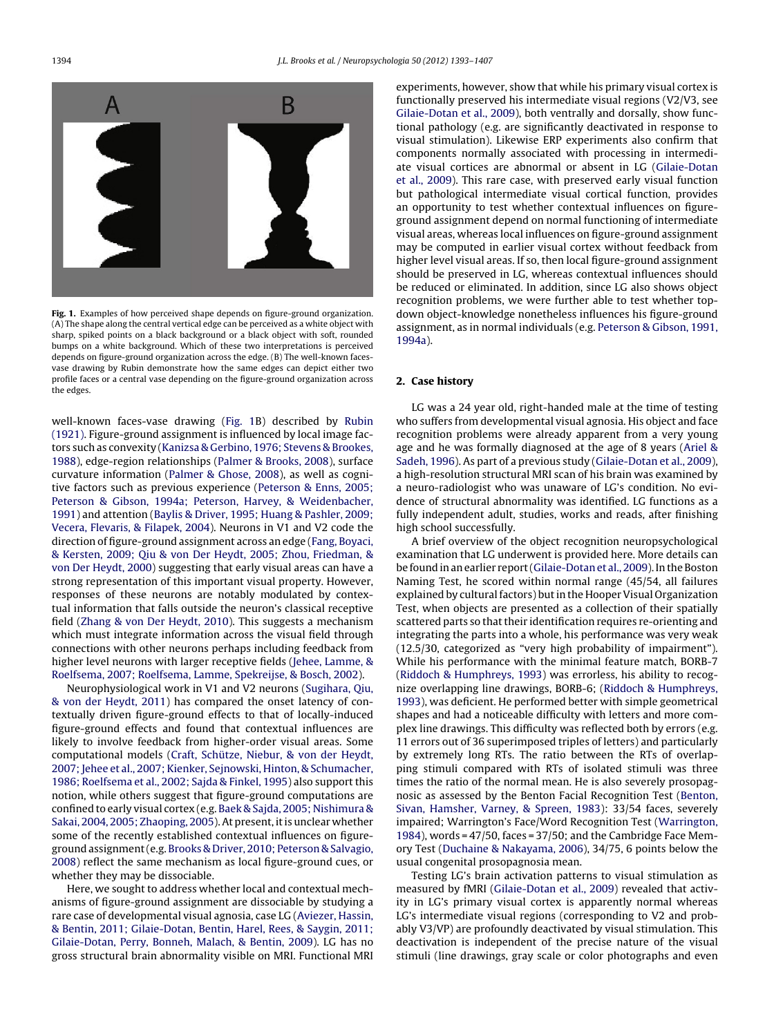Fig. 1. Examples of how perceived shape depends on figure-ground organization. (A) The shape along the central vertical edge can be perceived as a white object with sharp, spiked points on a black background or a black object with soft, rounded bumps on a white background. Which of these two interpretations is perceived depends on figure-ground organization across the edge. (B) The well-known faces-vase drawing by Rubin demonstrate how the same edges can depict either two profile faces or a central vase depending on the figure-ground organization across the edges.

well-known faces-vase drawing (Fig. 1B) described by Rubin (1921). Figure-ground assignment is influenced by local image factors such as convexity (Kanizsa & Gerbino, 1976; Stevens & Brookes, 1988), edge-region relationships (Palmer & Brooks, 2008), surface curvature information (Palmer & Ghose, 2008), as well as cognitive factors such as previous experience (Peterson & Enns, 2005; Peterson & Gibson, 1994a; Peterson, Harvey, & Weidenbacher, 1991) and attention (Baylis & Driver, 1995; Huang & Pashler, 2009; Vecera, Flevaris, & Filapek, 2004). Neurons in V1 and V2 code the direction of figure-ground assignment across an edge (Fang, Boyaci, & Kersten, 2009; Qiu & von Der Heydt, 2005; Zhou, Friedman, & von Der Heydt, 2000) suggesting that early visual areas can have a strong representation of this important visual property. However, responses of these neurons are notably modulated by contextual information that falls outside the neuron's classical receptive field (Zhang & von Der Heydt, 2010). This suggests a mechanism which must integrate information across the visual field through connections with other neurons perhaps including feedback from higher level neurons with larger receptive fields (Jehee, Lamme, & Roelfsema, 2007; Roelfsema, Lamme, Spekreijse, & Bosch, 2002).

Neurophysiological work in V1 and V2 neurons (Sugihara, Qiu, & von der Heydt, 2011) has compared the onset latency of contextually driven figure-ground effects to that of locally-induced figure-ground effects and found that contextual influences are likely to involve feedback from higher-order visual areas. Some computational models (Craft, Schütze, Niebur, & von der Heydt, 2007; Jehee et al., 2007; Kienker, Sejnowski, Hinton, & Schumacher, 1986; Roelfsema et al., 2002; Sajda & Finkel, 1995) also support this notion, while others suggest that figure-ground computations are confined to early visual cortex (e.g. Baek & Sajda, 2005; Nishimura & Sakai, 2004, 2005; Zhaoping, 2005). At present, it is unclear whether some of the recently established contextual influences on figure-ground assignment (e.g. Brooks & Driver, 2010; Peterson & Salvagio, 2008) reflect the same mechanism as local figure-ground cues, or whether they may be dissociable.

Here, we sought to address whether local and contextual mechanisms of figure-ground assignment are dissociable by studying a rare case of developmental visual agnosia, case LG (Aviezer, Hassin, & Bentin, 2011; Gilaie-Dotan, Bentin, Harel, Rees, & Saygin, 2011; Gilaie-Dotan, Perry, Bonneh, Malach, & Bentin, 2009). LG has no gross structural brain abnormality visible on MRI. Functional MRI experiments, however, show that while his primary visual cortex is functionally preserved his intermediate visual regions (V2/V3, see Gilaie-Dotan et al., 2009), both ventrally and dorsally, show functional pathology (e.g. are significantly deactivated in response to visual stimulation). Likewise ERP experiments also confirm that components normally associated with processing in intermediate visual cortices are abnormal or absent in LG (Gilaie-Dotan et al., 2009). This rare case, with preserved early visual function but pathological intermediate visual cortical function, provides an opportunity to test whether contextual influences on figure-ground assignment depend on normal functioning of intermediate visual areas, whereas local influences on figure-ground assignment may be computed in earlier visual cortex without feedback from higher level visual areas. If so, then local figure-ground assignment should be preserved in LG, whereas contextual influences should be reduced or eliminated. In addition, since LG also shows object recognition problems, we were further able to test whether top-down object-knowledge nonetheless influences his figure-ground assignment, as in normal individuals (e.g. Peterson & Gibson, 1991, 1994a).

## 2. Case history

LG was a 24 year old, right-handed male at the time of testing who suffers from developmental visual agnosia. His object and face recognition problems were already apparent from a very young age and he was formally diagnosed at the age of 8 years (Ariel & Sadeh, 1996). As part of a previous study (Gilaie-Dotan et al., 2009), a high-resolution structural MRI scan of his brain was examined by a neuro-radiologist who was unaware of LG's condition. No evidence of structural abnormality was identified. LG functions as a fully independent adult, studies, works and reads, after finishing high school successfully.

A brief overview of the object recognition neuropsychological examination that LG underwent is provided here. More details can be found in an earlier report (Gilaie-Dotan et al., 2009). In the Boston Naming Test, he scored within normal range (45/54, all failures explained by cultural factors) but in the Hooper Visual Organization Test, when objects are presented as a collection of their spatially scattered parts so that their identification requires re-orienting and integrating the parts into a whole, his performance was very weak (12.5/30, categorized as "very high probability of impairment"). While his performance with the minimal feature match, BORB-7 (Riddoch & Humphreys, 1993) was errorless, his ability to recognize overlapping line drawings, BORB-6; (Riddoch & Humphreys, 1993), was deficient. He performed better with simple geometrical shapes and had a noticeable difficulty with letters and more complex line drawings. This difficulty was reflected both by errors (e.g. 11 errors out of 36 superimposed triples of letters) and particularly by extremely long RTs. The ratio between the RTs of overlapping stimuli compared with RTs of isolated stimuli was three times the ratio of the normal mean. He is also severely prosopagnosic as assessed by the Benton Facial Recognition Test (Benton, Sivan, Hamsher, Varney, & Spreen, 1983): 33/54 faces, severely impaired; Warrington's Face/Word Recognition Test (Warrington, 1984), words = 47/50, faces = 37/50; and the Cambridge Face Memory Test (Duchaine & Nakayama, 2006), 34/75, 6 points below the usual congenital prosopagnosia mean.

Testing LG's brain activation patterns to visual stimulation as measured by fMRI (Gilaie-Dotan et al., 2009) revealed that activity in LG's primary visual cortex is apparently normal whereas LG's intermediate visual regions (corresponding to V2 and probably V3/VP) are profoundly deactivated by visual stimulation. This deactivation is independent of the precise nature of the visual stimuli (line drawings, gray scale or color photographs and even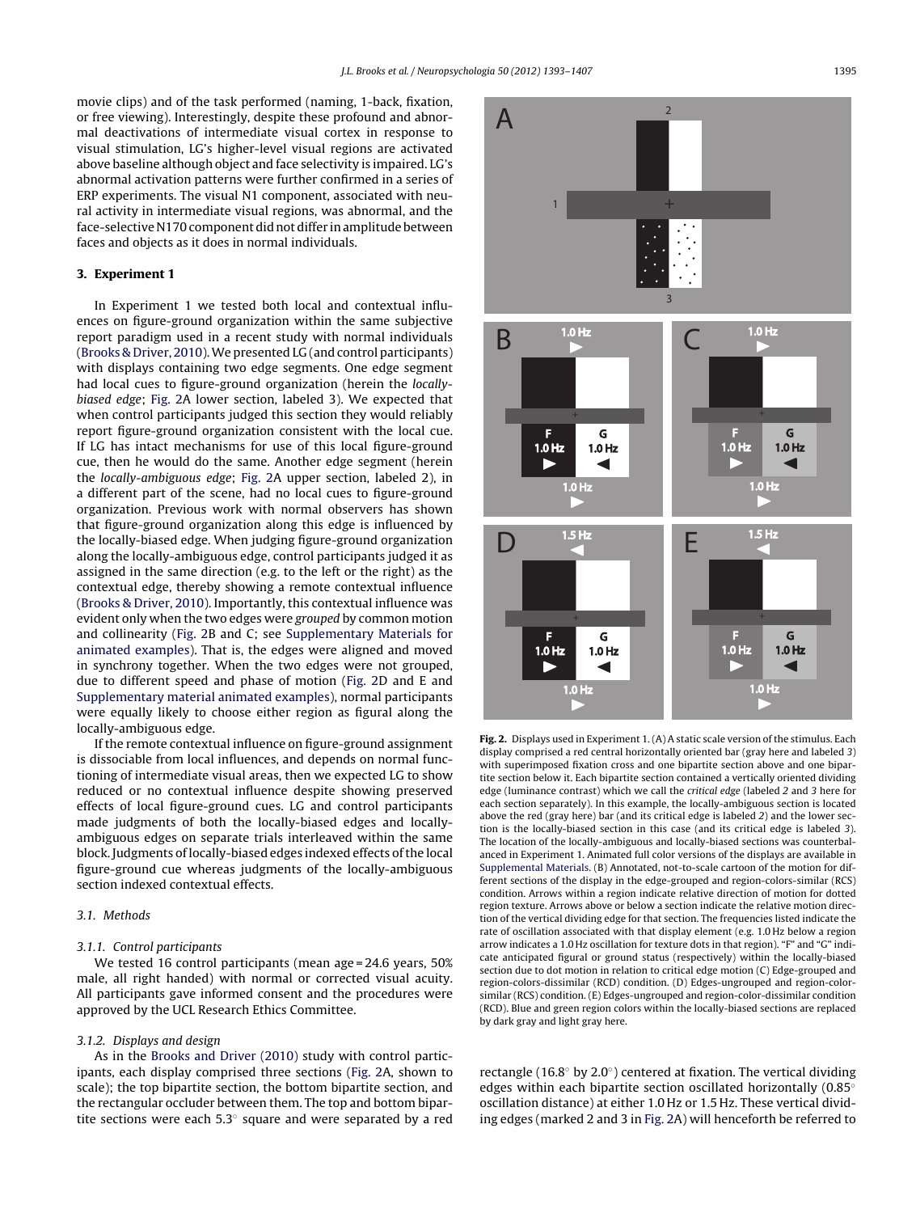movie clips) and of the task performed (naming, 1-back, fixation, or free viewing). Interestingly, despite these profound and abnormal deactivations of intermediate visual cortex in response to visual stimulation, LG's higher-level visual regions are activated above baseline although object and face selectivity is impaired. LG's abnormal activation patterns were further confirmed in a series of ERP experiments. The visual N1 component, associated with neural activity in intermediate visual regions, was abnormal, and the face-selective N170 component did not differ in amplitude between faces and objects as it does in normal individuals.

## 3. Experiment 1

In Experiment 1 we tested both local and contextual influences on figure-ground organization within the same subjective report paradigm used in a recent study with normal individuals (Brooks & Driver, 2010). We presented LG (and control participants) with displays containing two edge segments. One edge segment had local cues to figure-ground organization (herein the *locally-biased edge*; Fig. 2A lower section, labeled 3). We expected that when control participants judged this section they would reliably report figure-ground organization consistent with the local cue. If LG has intact mechanisms for use of this local figure-ground cue, then he would do the same. Another edge segment (herein the *locally-ambiguous edge*; Fig. 2A upper section, labeled 2), in a different part of the scene, had no local cues to figure-ground organization. Previous work with normal observers has shown that figure-ground organization along this edge is influenced by the locally-biased edge. When judging figure-ground organization along the locally-ambiguous edge, control participants judged it as assigned in the same direction (e.g. to the left or the right) as the contextual edge, thereby showing a remote contextual influence (Brooks & Driver, 2010). Importantly, this contextual influence was evident only when the two edges were *grouped* by common motion and collinearity (Fig. 2B and C; see Supplementary Materials for animated examples). That is, the edges were aligned and moved in synchrony together. When the two edges were not grouped, due to different speed and phase of motion (Fig. 2D and E and Supplementary material animated examples), normal participants were equally likely to choose either region as figural along the locally-ambiguous edge.

If the remote contextual influence on figure-ground assignment is dissociable from local influences, and depends on normal functioning of intermediate visual areas, then we expected LG to show reduced or no contextual influence despite showing preserved effects of local figure-ground cues. LG and control participants made judgments of both the locally-biased edges and locally-ambiguous edges on separate trials interleaved within the same block. Judgments of locally-biased edges indexed effects of the local figure-ground cue whereas judgments of the locally-ambiguous section indexed contextual effects.

### 3.1. Methods

#### 3.1.1. Control participants

We tested 16 control participants (mean age = 24.6 years, 50% male, all right handed) with normal or corrected visual acuity. All participants gave informed consent and the procedures were approved by the UCL Research Ethics Committee.

#### 3.1.2. Displays and design

As in the Brooks and Driver (2010) study with control participants, each display comprised three sections (Fig. 2A, shown to scale); the top bipartite section, the bottom bipartite section, and the rectangular occluder between them. The top and bottom bipartite sections were each 5.3° square and were separated by a red rectangle (16.8° by 2.0°) centered at fixation. The vertical dividing edges within each bipartite section oscillated horizontally (0.85° oscillation distance) at either 1.0 Hz or 1.5 Hz. These vertical dividing edges (marked 2 and 3 in Fig. 2A) will henceforth be referred to

**Fig. 2.** Displays used in Experiment 1. (A) A static scale version of the stimulus. Each display comprised a red central horizontally oriented bar (gray here and labeled 3) with superimposed fixation cross and one bipartite section above and one bipartite section below it. Each bipartite section contained a vertically oriented dividing edge (luminance contrast) which we call the *critical edge* (labeled *2* and *3* here for each section separately). In this example, the locally-ambiguous section is located above the red (gray here) bar (and its critical edge is labeled *2*) and the lower section is the locally-biased section in this case (and its critical edge is labeled *3*). The location of the locally-ambiguous and locally-biased sections was counterbalanced in Experiment 1. Animated full color versions of the displays are available in Supplemental Materials. (B) Annotated, not-to-scale cartoon of the motion for different sections of the display in the edge-grouped and region-colors-similar (RCS) condition. Arrows within a region indicate relative direction of motion for dotted region texture. Arrows above or below a section indicate the relative motion direction of the vertical dividing edge for that section. The frequencies listed indicate the rate of oscillation associated with that display element (e.g. 1.0 Hz below a region arrow indicates a 1.0 Hz oscillation for texture dots in that region). "F" and "G" indicate anticipated figural or ground status (respectively) within the locally-biased section due to dot motion in relation to critical edge motion (C) Edge-grouped and region-colors-dissimilar (RCD) condition. (D) Edges-ungrouped and region-color-similar (RCS) condition. (E) Edges-ungrouped and region-color-dissimilar condition (RCD). Blue and green region colors within the locally-biased sections are replaced by dark gray and light gray here.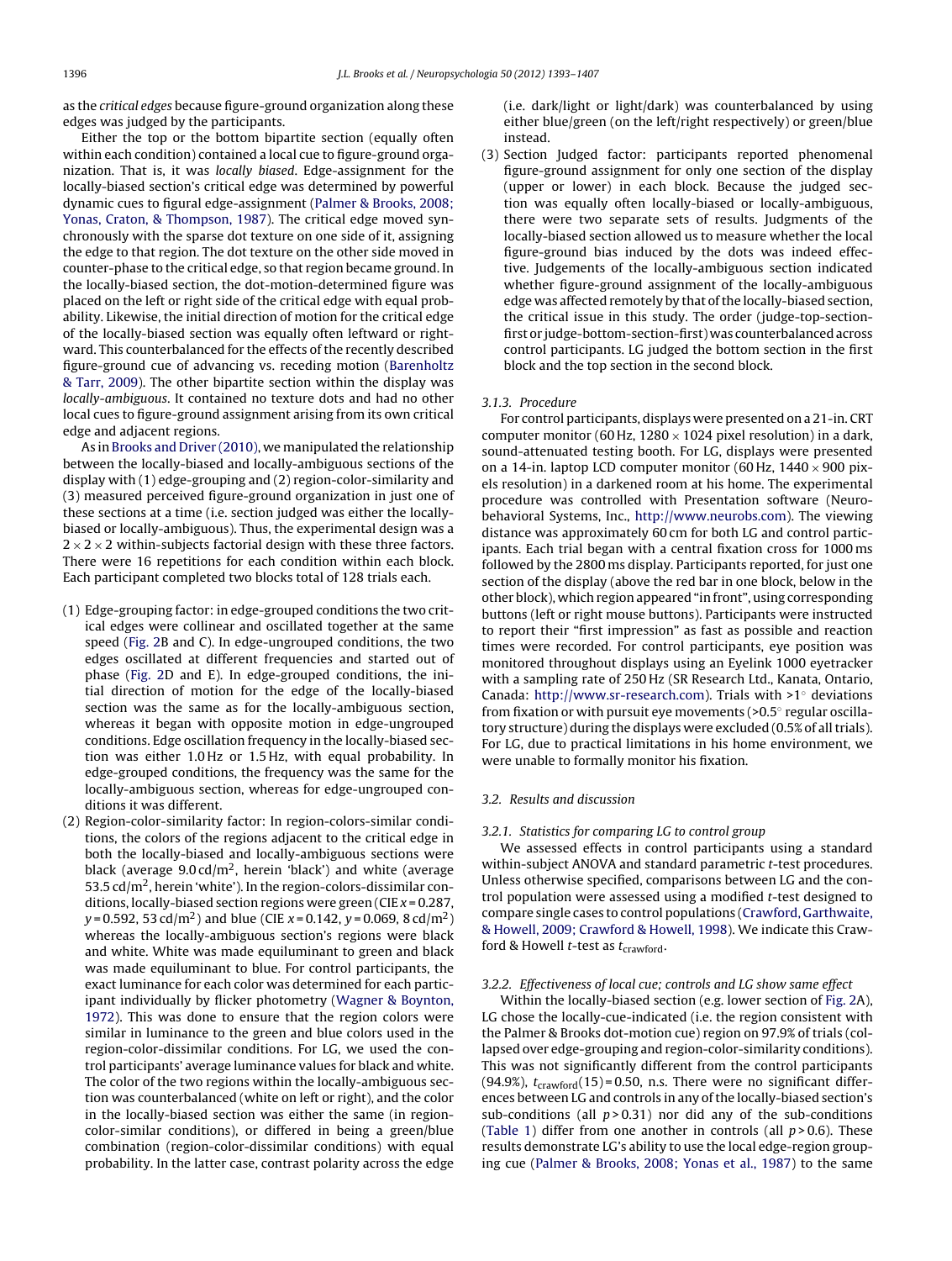as the *critical edges* because figure-ground organization along these edges was judged by the participants.

Either the top or the bottom bipartite section (equally often within each condition) contained a local cue to figure-ground organization. That is, it was *locally biased*. Edge-assignment for the locally-biased section's critical edge was determined by powerful dynamic cues to figural edge-assignment (Palmer & Brooks, 2008; Yonas, Craton, & Thompson, 1987). The critical edge moved synchronously with the sparse dot texture on one side of it, assigning the edge to that region. The dot texture on the other side moved in counter-phase to the critical edge, so that region became ground. In the locally-biased section, the dot-motion-determined figure was placed on the left or right side of the critical edge with equal probability. Likewise, the initial direction of motion for the critical edge of the locally-biased section was equally often leftward or rightward. This counterbalanced for the effects of the recently described figure-ground cue of advancing vs. receding motion (Barenholtz & Tarr, 2009). The other bipartite section within the display was *locally-ambiguous*. It contained no texture dots and had no other local cues to figure-ground assignment arising from its own critical edge and adjacent regions.

As in Brooks and Driver (2010), we manipulated the relationship between the locally-biased and locally-ambiguous sections of the display with (1) edge-grouping and (2) region-color-similarity and (3) measured perceived figure-ground organization in just one of these sections at a time (i.e. section judged was either the locally-biased or locally-ambiguous). Thus, the experimental design was a $2 \times 2 \times 2$ within-subjects factorial design with these three factors. There were 16 repetitions for each condition within each block. Each participant completed two blocks total of 128 trials each.

(1) Edge-grouping factor: in edge-grouped conditions the two critical edges were collinear and oscillated together at the same speed (Fig. 2B and C). In edge-ungrouped conditions, the two edges oscillated at different frequencies and started out of phase (Fig. 2D and E). In edge-grouped conditions, the initial direction of motion for the edge of the locally-biased section was the same as for the locally-ambiguous section, whereas it began with opposite motion in edge-ungrouped conditions. Edge oscillation frequency in the locally-biased section was either 1.0 Hz or 1.5 Hz, with equal probability. In edge-grouped conditions, the frequency was the same for the locally-ambiguous section, whereas for edge-ungrouped conditions it was different.

(2) Region-color-similarity factor: In region-colors-similar conditions, the colors of the regions adjacent to the critical edge in both the locally-biased and locally-ambiguous sections were black (average 9.0 cd/m$^2$, herein 'black') and white (average 53.5 cd/m$^2$, herein 'white'). In the region-colors-dissimilar conditions, locally-biased section regions were green (CIE $x = 0.287$, $y = 0.592$, 53 cd/m$^2$) and blue (CIE $x = 0.142$, $y = 0.069$, 8 cd/m$^2$) whereas the locally-ambiguous section's regions were black and white. White was made equiluminant to green and black was made equiluminant to blue. For control participants, the exact luminance for each color was determined for each participant individually by flicker photometry (Wagner & Boynton, 1972). This was done to ensure that the region colors were similar in luminance to the green and blue colors used in the region-color-dissimilar conditions. For LG, we used the control participants' average luminance values for black and white. The color of the two regions within the locally-ambiguous section was counterbalanced (white on left or right), and the color in the locally-biased section was either the same (in region-color-similar conditions), or differed in being a green/blue combination (region-color-dissimilar conditions) with equal probability. In the latter case, contrast polarity across the edge (i.e. dark/light or light/dark) was counterbalanced by using either blue/green (on the left/right respectively) or green/blue instead.

(3) Section Judged factor: participants reported phenomenal figure-ground assignment for only one section of the display (upper or lower) in each block. Because the judged section was equally often locally-biased or locally-ambiguous, there were two separate sets of results. Judgments of the locally-biased section allowed us to measure whether the local figure-ground bias induced by the dots was indeed effective. Judgements of the locally-ambiguous section indicated whether figure-ground assignment of the locally-ambiguous edge was affected remotely by that of the locally-biased section, the critical issue in this study. The order (judge-top-section-first or judge-bottom-section-first) was counterbalanced across control participants. LG judged the bottom section in the first block and the top section in the second block.

### 3.1.3. Procedure

For control participants, displays were presented on a 21-in. CRT computer monitor (60 Hz, $1280 \times 1024$ pixel resolution) in a dark, sound-attenuated testing booth. For LG, displays were presented on a 14-in. laptop LCD computer monitor (60 Hz, $1440 \times 900$ pixels resolution) in a darkened room at his home. The experimental procedure was controlled with Presentation software (Neurobehavioral Systems, Inc., http://www.neurobs.com). The viewing distance was approximately 60 cm for both LG and control participants. Each trial began with a central fixation cross for 1000 ms followed by the 2800 ms display. Participants reported, for just one section of the display (above the red bar in one block, below in the other block), which region appeared "in front", using corresponding buttons (left or right mouse buttons). Participants were instructed to report their "first impression" as fast as possible and reaction times were recorded. For control participants, eye position was monitored throughout displays using an Eyelink 1000 eyetracker with a sampling rate of 250 Hz (SR Research Ltd., Kanata, Ontario, Canada: http://www.sr-research.com). Trials with >1° deviations from fixation or with pursuit eye movements (>0.5° regular oscillatory structure) during the displays were excluded (0.5% of all trials). For LG, due to practical limitations in his home environment, we were unable to formally monitor his fixation.

## 3.2. Results and discussion

### 3.2.1. Statistics for comparing LG to control group

We assessed effects in control participants using a standard within-subject ANOVA and standard parametric *t*-test procedures. Unless otherwise specified, comparisons between LG and the control population were assessed using a modified *t*-test designed to compare single cases to control populations (Crawford, Garthwaite, & Howell, 2009; Crawford & Howell, 1998). We indicate this Crawford & Howell *t*-test as $t_{crawford}$.

### 3.2.2. Effectiveness of local cue; controls and LG show same effect

Within the locally-biased section (e.g. lower section of Fig. 2A), LG chose the locally-cue-indicated (i.e. the region consistent with the Palmer & Brooks dot-motion cue) region on 97.9% of trials (collapsed over edge-grouping and region-color-similarity conditions). This was not significantly different from the control participants (94.9%), $t_{crawford}(15) = 0.50$, n.s. There were no significant differences between LG and controls in any of the locally-biased section's sub-conditions (all $p > 0.31$) nor did any of the sub-conditions (Table 1) differ from one another in controls (all $p > 0.6$). These results demonstrate LG's ability to use the local edge-region grouping cue (Palmer & Brooks, 2008; Yonas et al., 1987) to the same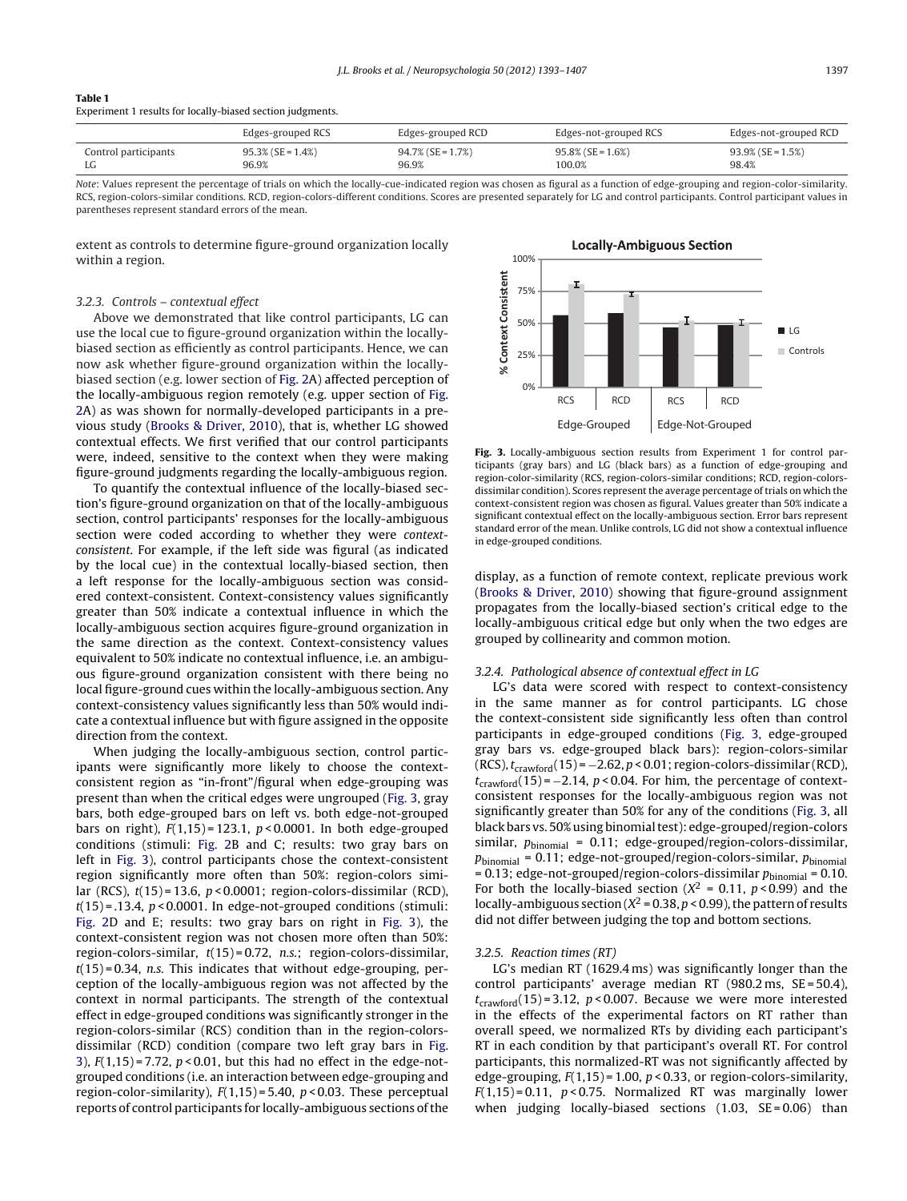**Table 1**
Experiment 1 results for locally-biased section judgments.

| | Edges-grouped RCS | Edges-grouped RCD | Edges-not-grouped RCS | Edges-not-grouped RCD |
|---|---|---|---|---|
| Control participants | 95.3% (SE = 1.4%) | 94.7% (SE = 1.7%) | 95.8% (SE = 1.6%) | 93.9% (SE = 1.5%) |
| LG | 96.9% | 96.9% | 100.0% | 98.4% |

*Note*: Values represent the percentage of trials on which the locally-cue-indicated region was chosen as figural as a function of edge-grouping and region-color-similarity. RCS, region-colors-similar conditions. RCD, region-colors-different conditions. Scores are presented separately for LG and control participants. Control participant values in parentheses represent standard errors of the mean.

extent as controls to determine figure-ground organization locally within a region.

### 3.2.3. Controls – contextual effect

Above we demonstrated that like control participants, LG can use the local cue to figure-ground organization within the locally-biased section as efficiently as control participants. Hence, we can now ask whether figure-ground organization within the locally-biased section (e.g. lower section of Fig. 2A) affected perception of the locally-ambiguous region remotely (e.g. upper section of Fig. 2A) as was shown for normally-developed participants in a previous study (Brooks & Driver, 2010), that is, whether LG showed contextual effects. We first verified that our control participants were, indeed, sensitive to the context when they were making figure-ground judgments regarding the locally-ambiguous region.

To quantify the contextual influence of the locally-biased section's figure-ground organization on that of the locally-ambiguous section, control participants' responses for the locally-ambiguous section were coded according to whether they were *context-consistent*. For example, if the left side was figural (as indicated by the local cue) in the contextual locally-biased section, then a left response for the locally-ambiguous section was considered context-consistent. Context-consistency values significantly greater than 50% indicate a contextual influence in which the locally-ambiguous section acquires figure-ground organization in the same direction as the context. Context-consistency values equivalent to 50% indicate no contextual influence, i.e. an ambiguous figure-ground organization consistent with there being no local figure-ground cues within the locally-ambiguous section. Any context-consistency values significantly less than 50% would indicate a contextual influence but with figure assigned in the opposite direction from the context.

When judging the locally-ambiguous section, control participants were significantly more likely to choose the context-consistent region as "in-front"/figural when edge-grouping was present than when the critical edges were ungrouped (Fig. 3, gray bars, both edge-grouped bars on left vs. both edge-not-grouped bars on right), $F(1,15) = 123.1$, $p < 0.0001$. In both edge-grouped conditions (stimuli: Fig. 2B and C; results: two gray bars on left in Fig. 3), control participants chose the context-consistent region significantly more often than 50%: region-colors similar (RCS), $t(15) = 13.6$, $p < 0.0001$; region-colors-dissimilar (RCD), $t(15) = .13.4$, $p < 0.0001$. In edge-not-grouped conditions (stimuli: Fig. 2D and E; results: two gray bars on right in Fig. 3), the context-consistent region was not chosen more often than 50%: region-colors-similar, $t(15) = 0.72$, *n.s.*; region-colors-dissimilar, $t(15) = 0.34$, *n.s.* This indicates that without edge-grouping, perception of the locally-ambiguous region was not affected by the context in normal participants. The strength of the contextual effect in edge-grouped conditions was significantly stronger in the region-colors-similar (RCS) condition than in the region-colors-dissimilar (RCD) condition (compare two left gray bars in Fig. 3), $F(1,15) = 7.72$, $p < 0.01$, but this had no effect in the edge-not-grouped conditions (i.e. an interaction between edge-grouping and region-color-similarity), $F(1,15) = 5.40$, $p < 0.03$. These perceptual reports of control participants for locally-ambiguous sections of the display, as a function of remote context, replicate previous work (Brooks & Driver, 2010) showing that figure-ground assignment propagates from the locally-biased section's critical edge to the locally-ambiguous critical edge but only when the two edges are grouped by collinearity and common motion.

**Fig. 3.** Locally-ambiguous section results from Experiment 1 for control participants (gray bars) and LG (black bars) as a function of edge-grouping and region-color-similarity (RCS, region-colors-similar conditions; RCD, region-colors-dissimilar condition). Scores represent the average percentage of trials on which the context-consistent region was chosen as figural. Values greater than 50% indicate a significant contextual effect on the locally-ambiguous section. Error bars represent standard error of the mean. Unlike controls, LG did not show a contextual influence in edge-grouped conditions.

### 3.2.4. Pathological absence of contextual effect in LG

LG's data were scored with respect to context-consistency in the same manner as for control participants. LG chose the context-consistent side significantly less often than control participants in edge-grouped conditions (Fig. 3, edge-grouped gray bars vs. edge-grouped black bars): region-colors-similar (RCS), $t_{crawford}(15) = -2.62$, $p < 0.01$; region-colors-dissimilar (RCD), $t_{crawford}(15) = -2.14$, $p < 0.04$. For him, the percentage of context-consistent responses for the locally-ambiguous region was not significantly greater than 50% for any of the conditions (Fig. 3, all black bars vs. 50% using binomial test): edge-grouped/region-colors similar, $p_{binomial} = 0.11$; edge-grouped/region-colors-dissimilar, $p_{binomial} = 0.11$; edge-not-grouped/region-colors-similar, $p_{binomial} = 0.13$; edge-not-grouped/region-colors-dissimilar $p_{binomial} = 0.10$. For both the locally-biased section ($X^2 = 0.11$, $p < 0.99$) and the locally-ambiguous section ($X^2 = 0.38$, $p < 0.99$), the pattern of results did not differ between judging the top and bottom sections.

### 3.2.5. Reaction times (RT)

LG's median RT (1629.4 ms) was significantly longer than the control participants' average median RT (980.2 ms, SE = 50.4), $t_{crawford}(15) = 3.12$, $p < 0.007$. Because we were more interested in the effects of the experimental factors on RT rather than overall speed, we normalized RTs by dividing each participant's RT in each condition by that participant's overall RT. For control participants, this normalized-RT was not significantly affected by edge-grouping, $F(1,15) = 1.00$, $p < 0.33$, or region-colors-similarity, $F(1,15) = 0.11$, $p < 0.75$. Normalized RT was marginally lower when judging locally-biased sections (1.03, SE = 0.06) than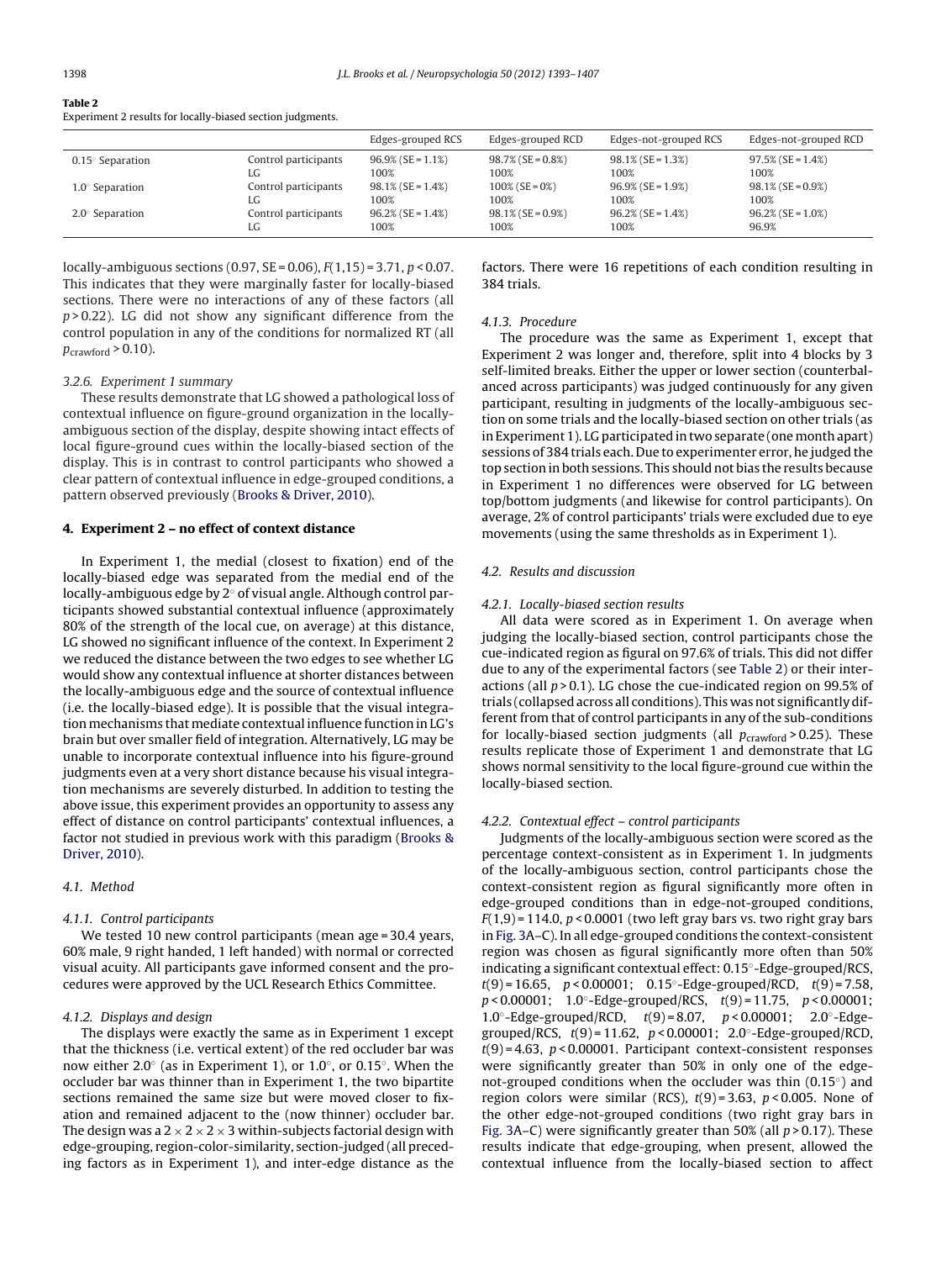**Table 2**
Experiment 2 results for locally-biased section judgments.

| | | Edges-grouped RCS | Edges-grouped RCD | Edges-not-grouped RCS | Edges-not-grouped RCD |
|---|---|---|---|---|---|
| 0.15° Separation | Control participants | 96.9% (SE = 1.1%) | 98.7% (SE = 0.8%) | 98.1% (SE = 1.3%) | 97.5% (SE = 1.4%) |
| | LG | 100% | 100% | 100% | 100% |
| 1.0° Separation | Control participants | 98.1% (SE = 1.4%) | 100% (SE = 0%) | 96.9% (SE = 1.9%) | 98.1% (SE = 0.9%) |
| | LG | 100% | 100% | 100% | 100% |
| 2.0° Separation | Control participants | 96.2% (SE = 1.4%) | 98.1% (SE = 0.9%) | 96.2% (SE = 1.4%) | 96.2% (SE = 1.0%) |
| | LG | 100% | 100% | 100% | 96.9% |

locally-ambiguous sections (0.97, SE = 0.06), $F(1,15) = 3.71$, $p < 0.07$. This indicates that they were marginally faster for locally-biased sections. There were no interactions of any of these factors (all $p > 0.22$). LG did not show any significant difference from the control population in any of the conditions for normalized RT (all $p_{\text{crawford}} > 0.10$).

#### 3.2.6. Experiment 1 summary

These results demonstrate that LG showed a pathological loss of contextual influence on figure-ground organization in the locally-ambiguous section of the display, despite showing intact effects of local figure-ground cues within the locally-biased section of the display. This is in contrast to control participants who showed a clear pattern of contextual influence in edge-grouped conditions, a pattern observed previously (Brooks & Driver, 2010).

## 4. Experiment 2 – no effect of context distance

In Experiment 1, the medial (closest to fixation) end of the locally-biased edge was separated from the medial end of the locally-ambiguous edge by 2° of visual angle. Although control participants showed substantial contextual influence (approximately 80% of the strength of the local cue, on average) at this distance, LG showed no significant influence of the context. In Experiment 2 we reduced the distance between the two edges to see whether LG would show any contextual influence at shorter distances between the locally-ambiguous edge and the source of contextual influence (i.e. the locally-biased edge). It is possible that the visual integration mechanisms that mediate contextual influence function in LG's brain but over smaller field of integration. Alternatively, LG may be unable to incorporate contextual influence into his figure-ground judgments even at a very short distance because his visual integration mechanisms are severely disturbed. In addition to testing the above issue, this experiment provides an opportunity to assess any effect of distance on control participants' contextual influences, a factor not studied in previous work with this paradigm (Brooks & Driver, 2010).

### 4.1. Method

#### 4.1.1. Control participants

We tested 10 new control participants (mean age = 30.4 years, 60% male, 9 right handed, 1 left handed) with normal or corrected visual acuity. All participants gave informed consent and the procedures were approved by the UCL Research Ethics Committee.

#### 4.1.2. Displays and design

The displays were exactly the same as in Experiment 1 except that the thickness (i.e. vertical extent) of the red occluder bar was now either 2.0° (as in Experiment 1), or 1.0°, or 0.15°. When the occluder bar was thinner than in Experiment 1, the two bipartite sections remained the same size but were moved closer to fixation and remained adjacent to the (now thinner) occluder bar. The design was a 2 × 2 × 2 × 3 within-subjects factorial design with edge-grouping, region-color-similarity, section-judged (all preceding factors as in Experiment 1), and inter-edge distance as the factors. There were 16 repetitions of each condition resulting in 384 trials.

#### 4.1.3. Procedure

The procedure was the same as Experiment 1, except that Experiment 2 was longer and, therefore, split into 4 blocks by 3 self-limited breaks. Either the upper or lower section (counterbalanced across participants) was judged continuously for any given participant, resulting in judgments of the locally-ambiguous section on some trials and the locally-biased section on other trials (as in Experiment 1). LG participated in two separate (one month apart) sessions of 384 trials each. Due to experimenter error, he judged the top section in both sessions. This should not bias the results because in Experiment 1 no differences were observed for LG between top/bottom judgments (and likewise for control participants). On average, 2% of control participants' trials were excluded due to eye movements (using the same thresholds as in Experiment 1).

### 4.2. Results and discussion

#### 4.2.1. Locally-biased section results

All data were scored as in Experiment 1. On average when judging the locally-biased section, control participants chose the cue-indicated region as figural on 97.6% of trials. This did not differ due to any of the experimental factors (see Table 2) or their interactions (all $p > 0.1$). LG chose the cue-indicated region on 99.5% of trials (collapsed across all conditions). This was not significantly different from that of control participants in any of the sub-conditions for locally-biased section judgments (all $p_{\text{crawford}} > 0.25$). These results replicate those of Experiment 1 and demonstrate that LG shows normal sensitivity to the local figure-ground cue within the locally-biased section.

#### 4.2.2. Contextual effect – control participants

Judgments of the locally-ambiguous section were scored as the percentage context-consistent as in Experiment 1. In judgments of the locally-ambiguous section, control participants chose the context-consistent region as figural significantly more often in edge-grouped conditions than in edge-not-grouped conditions, $F(1,9) = 114.0$, $p < 0.0001$ (two left gray bars vs. two right gray bars in Fig. 3A–C). In all edge-grouped conditions the context-consistent region was chosen as figural significantly more often than 50% indicating a significant contextual effect: 0.15°-Edge-grouped/RCS, $t(9) = 16.65$, $p < 0.00001$; 0.15°-Edge-grouped/RCD, $t(9) = 7.58$, $p < 0.00001$; 1.0°-Edge-grouped/RCS, $t(9) = 11.75$, $p < 0.00001$; 1.0°-Edge-grouped/RCD, $t(9) = 8.07$, $p < 0.00001$; 2.0°-Edge-grouped/RCS, $t(9) = 11.62$, $p < 0.00001$; 2.0°-Edge-grouped/RCD, $t(9) = 4.63$, $p < 0.00001$. Participant context-consistent responses were significantly greater than 50% in only one of the edge-not-grouped conditions when the occluder was thin (0.15°) and region colors were similar (RCS), $t(9) = 3.63$, $p < 0.005$. None of the other edge-not-grouped conditions (two right gray bars in Fig. 3A–C) were significantly greater than 50% (all $p > 0.17$). These results indicate that edge-grouping, when present, allowed the contextual influence from the locally-biased section to affect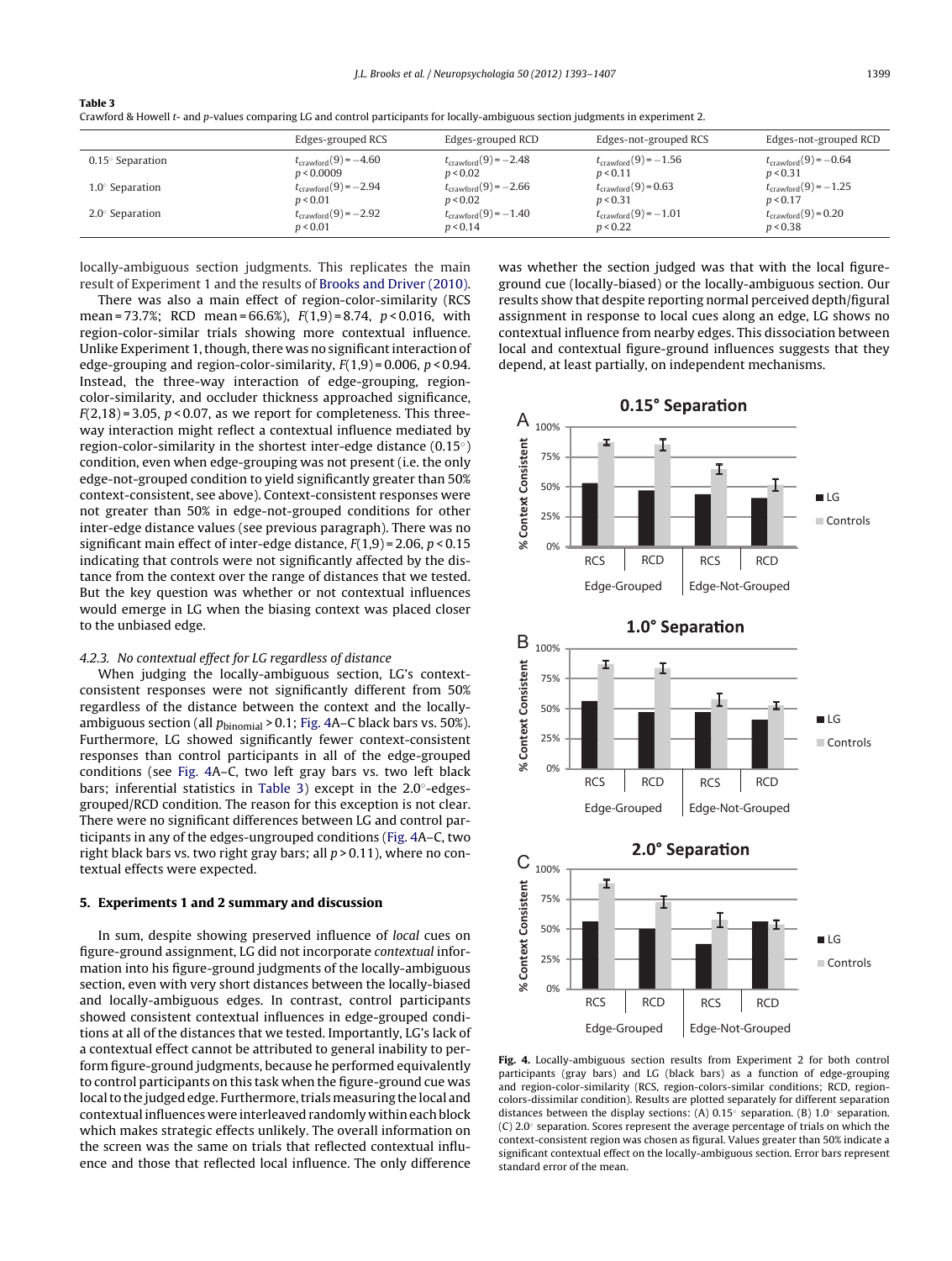**Table 3**
Crawford & Howell *t*- and *p*-values comparing LG and control participants for locally-ambiguous section judgments in experiment 2.

| | Edges-grouped RCS | Edges-grouped RCD | Edges-not-grouped RCS | Edges-not-grouped RCD |
|---|---|---|---|---|
| 0.15° Separation | $t_{crawford}(9) = -4.60$ $p < 0.0009$ | $t_{crawford}(9) = -2.48$ $p < 0.02$ | $t_{crawford}(9) = -1.56$ $p < 0.11$ | $t_{crawford}(9) = -0.64$ $p < 0.31$ |
| 1.0° Separation | $t_{crawford}(9) = -2.94$ $p < 0.01$ | $t_{crawford}(9) = -2.66$ $p < 0.02$ | $t_{crawford}(9) = 0.63$ $p < 0.31$ | $t_{crawford}(9) = -1.25$ $p < 0.17$ |
| 2.0° Separation | $t_{crawford}(9) = -2.92$ $p < 0.01$ | $t_{crawford}(9) = -1.40$ $p < 0.14$ | $t_{crawford}(9) = -1.01$ $p < 0.22$ | $t_{crawford}(9) = 0.20$ $p < 0.38$ |

locally-ambiguous section judgments. This replicates the main result of Experiment 1 and the results of Brooks and Driver (2010).

There was also a main effect of region-color-similarity (RCS mean = 73.7%; RCD mean = 66.6%), $F(1,9) = 8.74$, $p < 0.016$, with region-color-similar trials showing more contextual influence. Unlike Experiment 1, though, there was no significant interaction of edge-grouping and region-color-similarity, $F(1,9) = 0.006$, $p < 0.94$. Instead, the three-way interaction of edge-grouping, region-color-similarity, and occluder thickness approached significance, $F(2,18) = 3.05$, $p < 0.07$, as we report for completeness. This three-way interaction might reflect a contextual influence mediated by region-color-similarity in the shortest inter-edge distance (0.15°) condition, even when edge-grouping was not present (i.e. the only edge-not-grouped condition to yield significantly greater than 50% context-consistent, see above). Context-consistent responses were not greater than 50% in edge-not-grouped conditions for other inter-edge distance values (see previous paragraph). There was no significant main effect of inter-edge distance, $F(1,9) = 2.06$, $p < 0.15$ indicating that controls were not significantly affected by the distance from the context over the range of distances that we tested. But the key question was whether or not contextual influences would emerge in LG when the biasing context was placed closer to the unbiased edge.

#### 4.2.3. No contextual effect for LG regardless of distance

When judging the locally-ambiguous section, LG's context-consistent responses were not significantly different from 50% regardless of the distance between the context and the locally-ambiguous section (all $p_{binomial} > 0.1$; Fig. 4A–C black bars vs. 50%). Furthermore, LG showed significantly fewer context-consistent responses than control participants in all of the edge-grouped conditions (see Fig. 4A–C, two left gray bars vs. two left black bars; inferential statistics in Table 3) except in the 2.0°-edges-grouped/RCD condition. The reason for this exception is not clear. There were no significant differences between LG and control participants in any of the edges-ungrouped conditions (Fig. 4A–C, two right black bars vs. two right gray bars; all $p > 0.11$), where no contextual effects were expected.

## 5. Experiments 1 and 2 summary and discussion

In sum, despite showing preserved influence of *local* cues on figure-ground assignment, LG did not incorporate *contextual* information into his figure-ground judgments of the locally-ambiguous section, even with very short distances between the locally-biased and locally-ambiguous edges. In contrast, control participants showed consistent contextual influences in edge-grouped conditions at all of the distances that we tested. Importantly, LG's lack of a contextual effect cannot be attributed to general inability to perform figure-ground judgments, because he performed equivalently to control participants on this task when the figure-ground cue was local to the judged edge. Furthermore, trials measuring the local and contextual influences were interleaved randomly within each block which makes strategic effects unlikely. The overall information on the screen was the same on trials that reflected contextual influence and those that reflected local influence. The only difference was whether the section judged was that with the local figure-ground cue (locally-biased) or the locally-ambiguous section. Our results show that despite reporting normal perceived depth/figural assignment in response to local cues along an edge, LG shows no contextual influence from nearby edges. This dissociation between local and contextual figure-ground influences suggests that they depend, at least partially, on independent mechanisms.

**Fig. 4.** Locally-ambiguous section results from Experiment 2 for both control participants (gray bars) and LG (black bars) as a function of edge-grouping and region-color-similarity (RCS, region-colors-similar conditions; RCD, region-colors-dissimilar condition). Results are plotted separately for different separation distances between the display sections: (A) 0.15° separation. (B) 1.0° separation. (C) 2.0° separation. Scores represent the average percentage of trials on which the context-consistent region was chosen as figural. Values greater than 50% indicate a significant contextual effect on the locally-ambiguous section. Error bars represent standard error of the mean.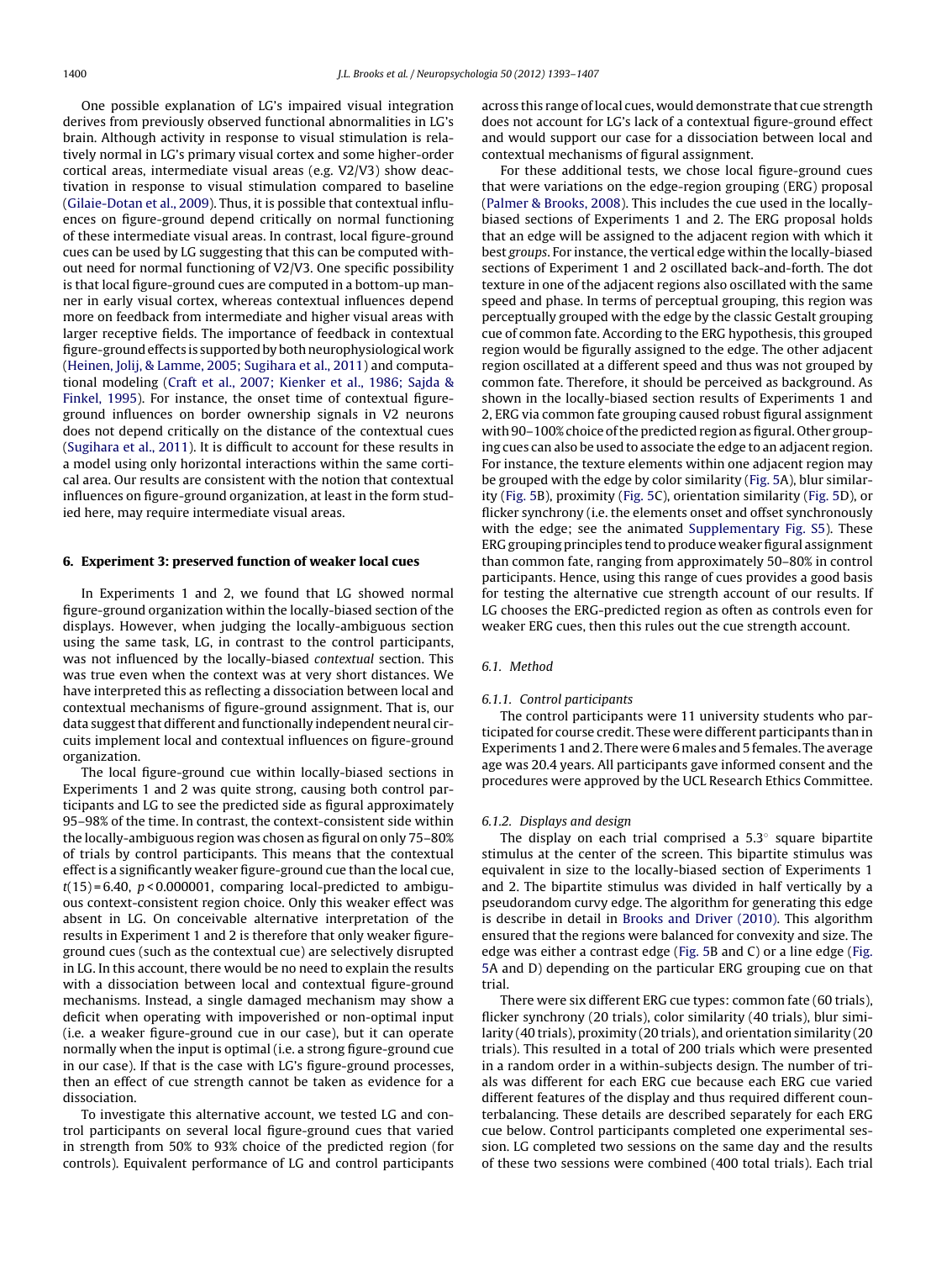One possible explanation of LG's impaired visual integration derives from previously observed functional abnormalities in LG's brain. Although activity in response to visual stimulation is relatively normal in LG's primary visual cortex and some higher-order cortical areas, intermediate visual areas (e.g. V2/V3) show deactivation in response to visual stimulation compared to baseline (Gilaie-Dotan et al., 2009). Thus, it is possible that contextual influences on figure-ground depend critically on normal functioning of these intermediate visual areas. In contrast, local figure-ground cues can be used by LG suggesting that this can be computed without need for normal functioning of V2/V3. One specific possibility is that local figure-ground cues are computed in a bottom-up manner in early visual cortex, whereas contextual influences depend more on feedback from intermediate and higher visual areas with larger receptive fields. The importance of feedback in contextual figure-ground effects is supported by both neurophysiological work (Heinen, Jolij, & Lamme, 2005; Sugihara et al., 2011) and computational modeling (Craft et al., 2007; Kienker et al., 1986; Sajda & Finkel, 1995). For instance, the onset time of contextual figure-ground influences on border ownership signals in V2 neurons does not depend critically on the distance of the contextual cues (Sugihara et al., 2011). It is difficult to account for these results in a model using only horizontal interactions within the same cortical area. Our results are consistent with the notion that contextual influences on figure-ground organization, at least in the form studied here, may require intermediate visual areas.

## 6. Experiment 3: preserved function of weaker local cues

In Experiments 1 and 2, we found that LG showed normal figure-ground organization within the locally-biased section of the displays. However, when judging the locally-ambiguous section using the same task, LG, in contrast to the control participants, was not influenced by the locally-biased *contextual* section. This was true even when the context was at very short distances. We have interpreted this as reflecting a dissociation between local and contextual mechanisms of figure-ground assignment. That is, our data suggest that different and functionally independent neural circuits implement local and contextual influences on figure-ground organization.

The local figure-ground cue within locally-biased sections in Experiments 1 and 2 was quite strong, causing both control participants and LG to see the predicted side as figural approximately 95–98% of the time. In contrast, the context-consistent side within the locally-ambiguous region was chosen as figural on only 75–80% of trials by control participants. This means that the contextual effect is a significantly weaker figure-ground cue than the local cue, $t(15) = 6.40$, $p < 0.000001$, comparing local-predicted to ambiguous context-consistent region choice. Only this weaker effect was absent in LG. On conceivable alternative interpretation of the results in Experiment 1 and 2 is therefore that only weaker figure-ground cues (such as the contextual cue) are selectively disrupted in LG. In this account, there would be no need to explain the results with a dissociation between local and contextual figure-ground mechanisms. Instead, a single damaged mechanism may show a deficit when operating with impoverished or non-optimal input (i.e. a weaker figure-ground cue in our case), but it can operate normally when the input is optimal (i.e. a strong figure-ground cue in our case). If that is the case with LG's figure-ground processes, then an effect of cue strength cannot be taken as evidence for a dissociation.

To investigate this alternative account, we tested LG and control participants on several local figure-ground cues that varied in strength from 50% to 93% choice of the predicted region (for controls). Equivalent performance of LG and control participants across this range of local cues, would demonstrate that cue strength does not account for LG's lack of a contextual figure-ground effect and would support our case for a dissociation between local and contextual mechanisms of figural assignment.

For these additional tests, we chose local figure-ground cues that were variations on the edge-region grouping (ERG) proposal (Palmer & Brooks, 2008). This includes the cue used in the locally-biased sections of Experiments 1 and 2. The ERG proposal holds that an edge will be assigned to the adjacent region with which it best *groups*. For instance, the vertical edge within the locally-biased sections of Experiment 1 and 2 oscillated back-and-forth. The dot texture in one of the adjacent regions also oscillated with the same speed and phase. In terms of perceptual grouping, this region was perceptually grouped with the edge by the classic Gestalt grouping cue of common fate. According to the ERG hypothesis, this grouped region would be figurally assigned to the edge. The other adjacent region oscillated at a different speed and thus was not grouped by common fate. Therefore, it should be perceived as background. As shown in the locally-biased section results of Experiments 1 and 2, ERG via common fate grouping caused robust figural assignment with 90–100% choice of the predicted region as figural. Other grouping cues can also be used to associate the edge to an adjacent region. For instance, the texture elements within one adjacent region may be grouped with the edge by color similarity (Fig. 5A), blur similarity (Fig. 5B), proximity (Fig. 5C), orientation similarity (Fig. 5D), or flicker synchrony (i.e. the elements onset and offset synchronously with the edge; see the animated Supplementary Fig. S5). These ERG grouping principles tend to produce weaker figural assignment than common fate, ranging from approximately 50–80% in control participants. Hence, using this range of cues provides a good basis for testing the alternative cue strength account of our results. If LG chooses the ERG-predicted region as often as controls even for weaker ERG cues, then this rules out the cue strength account.

### 6.1. Method

#### 6.1.1. Control participants

The control participants were 11 university students who participated for course credit. These were different participants than in Experiments 1 and 2. There were 6 males and 5 females. The average age was 20.4 years. All participants gave informed consent and the procedures were approved by the UCL Research Ethics Committee.

#### 6.1.2. Displays and design

The display on each trial comprised a 5.3° square bipartite stimulus at the center of the screen. This bipartite stimulus was equivalent in size to the locally-biased section of Experiments 1 and 2. The bipartite stimulus was divided in half vertically by a pseudorandom curvy edge. The algorithm for generating this edge is describe in detail in Brooks and Driver (2010). This algorithm ensured that the regions were balanced for convexity and size. The edge was either a contrast edge (Fig. 5B and C) or a line edge (Fig. 5A and D) depending on the particular ERG grouping cue on that trial.

There were six different ERG cue types: common fate (60 trials), flicker synchrony (20 trials), color similarity (40 trials), blur similarity (40 trials), proximity (20 trials), and orientation similarity (20 trials). This resulted in a total of 200 trials which were presented in a random order in a within-subjects design. The number of trials was different for each ERG cue because each ERG cue varied different features of the display and thus required different counterbalancing. These details are described separately for each ERG cue below. Control participants completed one experimental session. LG completed two sessions on the same day and the results of these two sessions were combined (400 total trials). Each trial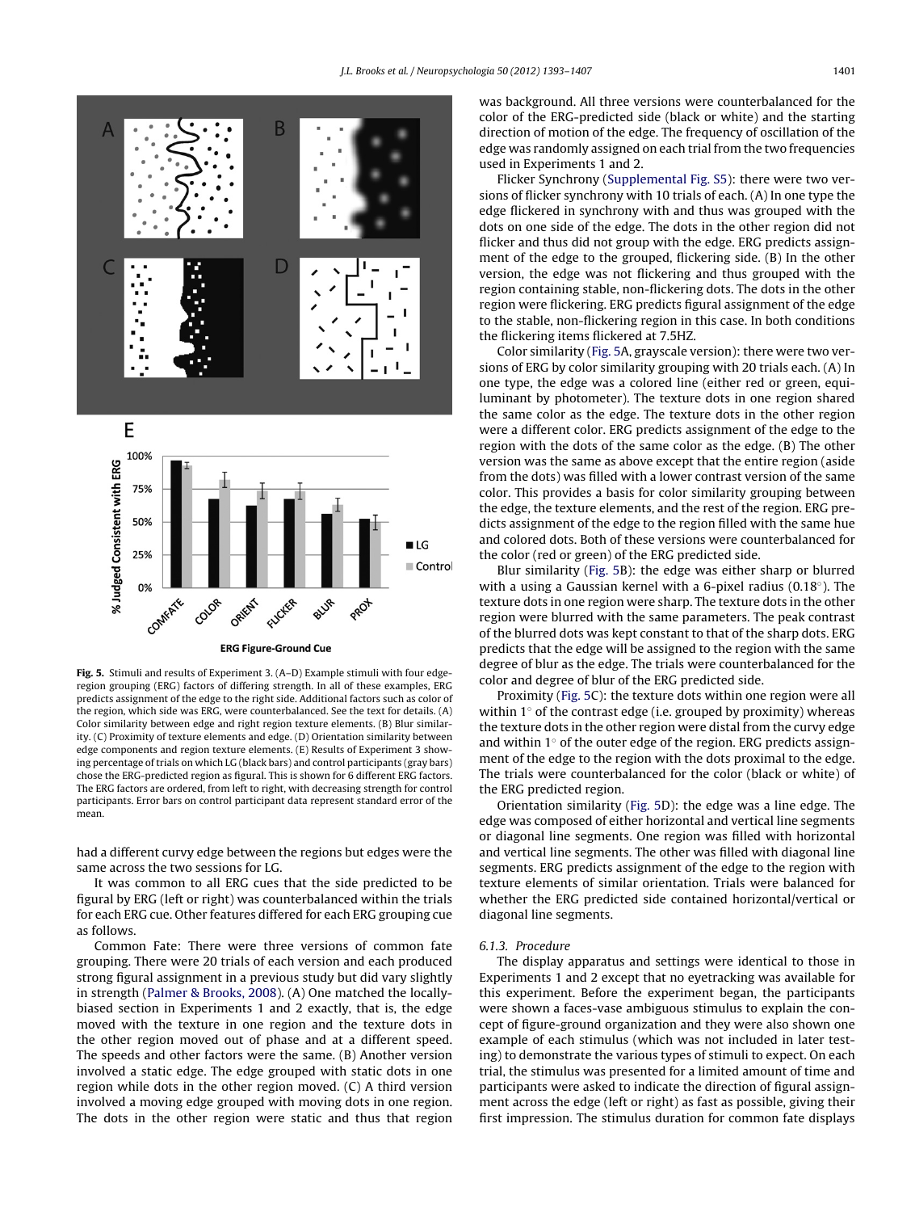Fig. 5. Stimuli and results of Experiment 3. (A–D) Example stimuli with four edge-region grouping (ERG) factors of differing strength. In all of these examples, ERG predicts assignment of the edge to the right side. Additional factors such as color of the region, which side was ERG, were counterbalanced. See the text for details. (A) Color similarity between edge and right region texture elements. (B) Blur similarity. (C) Proximity of texture elements and edge. (D) Orientation similarity between edge components and region texture elements. (E) Results of Experiment 3 showing percentage of trials on which LG (black bars) and control participants (gray bars) chose the ERG-predicted region as figural. This is shown for 6 different ERG factors. The ERG factors are ordered, from left to right, with decreasing strength for control participants. Error bars on control participant data represent standard error of the mean.

had a different curvy edge between the regions but edges were the same across the two sessions for LG.

It was common to all ERG cues that the side predicted to be figural by ERG (left or right) was counterbalanced within the trials for each ERG cue. Other features differed for each ERG grouping cue as follows.

Common Fate: There were three versions of common fate grouping. There were 20 trials of each version and each produced strong figural assignment in a previous study but did vary slightly in strength (Palmer & Brooks, 2008). (A) One matched the locally-biased section in Experiments 1 and 2 exactly, that is, the edge moved with the texture in one region and the texture dots in the other region moved out of phase and at a different speed. The speeds and other factors were the same. (B) Another version involved a static edge. The edge grouped with static dots in one region while dots in the other region moved. (C) A third version involved a moving edge grouped with moving dots in one region. The dots in the other region were static and thus that region was background. All three versions were counterbalanced for the color of the ERG-predicted side (black or white) and the starting direction of motion of the edge. The frequency of oscillation of the edge was randomly assigned on each trial from the two frequencies used in Experiments 1 and 2.

Flicker Synchrony (Supplemental Fig. S5): there were two versions of flicker synchrony with 10 trials of each. (A) In one type the edge flickered in synchrony with and thus was grouped with the dots on one side of the edge. The dots in the other region did not flicker and thus did not group with the edge. ERG predicts assignment of the edge to the grouped, flickering side. (B) In the other version, the edge was not flickering and thus grouped with the region containing stable, non-flickering dots. The dots in the other region were flickering. ERG predicts figural assignment of the edge to the stable, non-flickering region in this case. In both conditions the flickering items flickered at 7.5HZ.

Color similarity (Fig. 5A, grayscale version): there were two versions of ERG by color similarity grouping with 20 trials each. (A) In one type, the edge was a colored line (either red or green, equiluminant by photometer). The texture dots in one region shared the same color as the edge. The texture dots in the other region were a different color. ERG predicts assignment of the edge to the region with the dots of the same color as the edge. (B) The other version was the same as above except that the entire region (aside from the dots) was filled with a lower contrast version of the same color. This provides a basis for color similarity grouping between the edge, the texture elements, and the rest of the region. ERG predicts assignment of the edge to the region filled with the same hue and colored dots. Both of these versions were counterbalanced for the color (red or green) of the ERG predicted side.

Blur similarity (Fig. 5B): the edge was either sharp or blurred with a using a Gaussian kernel with a 6-pixel radius (0.18°). The texture dots in one region were sharp. The texture dots in the other region were blurred with the same parameters. The peak contrast of the blurred dots was kept constant to that of the sharp dots. ERG predicts that the edge will be assigned to the region with the same degree of blur as the edge. The trials were counterbalanced for the color and degree of blur of the ERG predicted side.

Proximity (Fig. 5C): the texture dots within one region were all within 1° of the contrast edge (i.e. grouped by proximity) whereas the texture dots in the other region were distal from the curvy edge and within 1° of the outer edge of the region. ERG predicts assignment of the edge to the region with the dots proximal to the edge. The trials were counterbalanced for the color (black or white) of the ERG predicted region.

Orientation similarity (Fig. 5D): the edge was a line edge. The edge was composed of either horizontal and vertical line segments or diagonal line segments. One region was filled with horizontal and vertical line segments. The other was filled with diagonal line segments. ERG predicts assignment of the edge to the region with texture elements of similar orientation. Trials were balanced for whether the ERG predicted side contained horizontal/vertical or diagonal line segments.

### 6.1.3. Procedure

The display apparatus and settings were identical to those in Experiments 1 and 2 except that no eyetracking was available for this experiment. Before the experiment began, the participants were shown a faces-vase ambiguous stimulus to explain the concept of figure-ground organization and they were also shown one example of each stimulus (which was not included in later testing) to demonstrate the various types of stimuli to expect. On each trial, the stimulus was presented for a limited amount of time and participants were asked to indicate the direction of figural assignment across the edge (left or right) as fast as possible, giving their first impression. The stimulus duration for common fate displays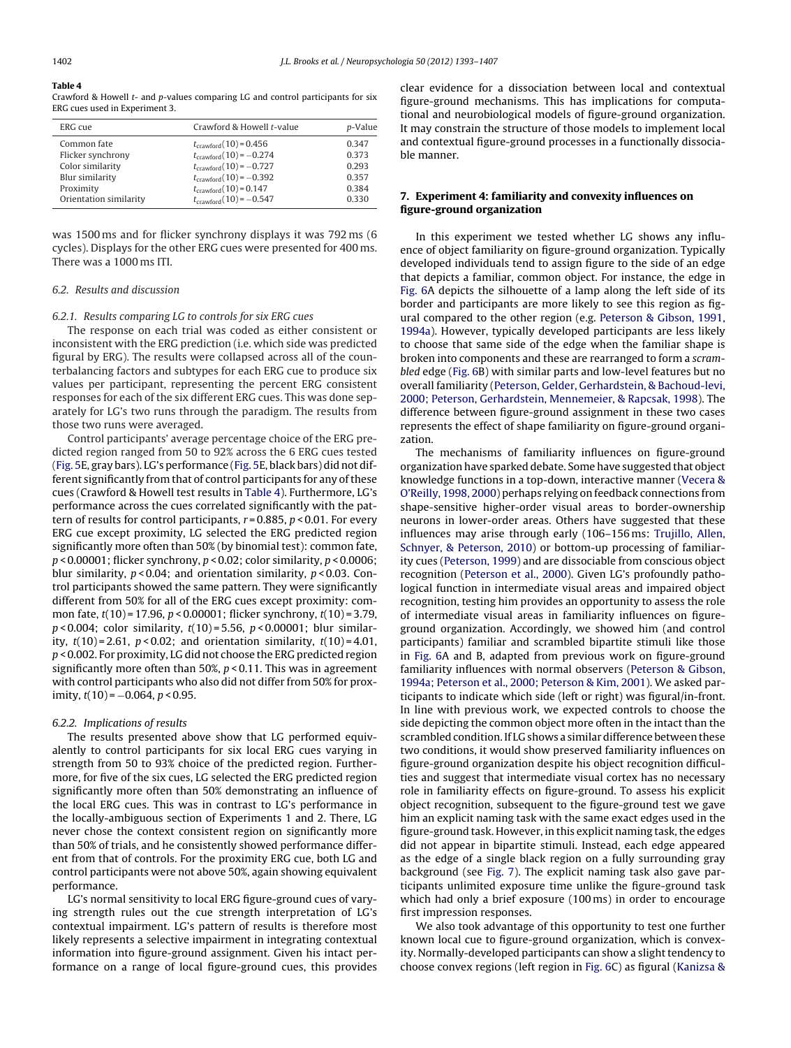**Table 4**
Crawford & Howell t- and p-values comparing LG and control participants for six ERG cues used in Experiment 3.

| ERG cue | Crawford & Howell t-value | p-Value |
|---|---|---|
| Common fate | $t_{crawford}(10) = 0.456$ | 0.347 |
| Flicker synchrony | $t_{crawford}(10) = -0.274$ | 0.373 |
| Color similarity | $t_{crawford}(10) = -0.727$ | 0.293 |
| Blur similarity | $t_{crawford}(10) = -0.392$ | 0.357 |
| Proximity | $t_{crawford}(10) = 0.147$ | 0.384 |
| Orientation similarity | $t_{crawford}(10) = -0.547$ | 0.330 |

was 1500 ms and for flicker synchrony displays it was 792 ms (6 cycles). Displays for the other ERG cues were presented for 400 ms. There was a 1000 ms ITI.

### 6.2. Results and discussion

#### 6.2.1. Results comparing LG to controls for six ERG cues

The response on each trial was coded as either consistent or inconsistent with the ERG prediction (i.e. which side was predicted figural by ERG). The results were collapsed across all of the counterbalancing factors and subtypes for each ERG cue to produce six values per participant, representing the percent ERG consistent responses for each of the six different ERG cues. This was done separately for LG's two runs through the paradigm. The results from those two runs were averaged.

Control participants' average percentage choice of the ERG predicted region ranged from 50 to 92% across the 6 ERG cues tested (Fig. 5E, gray bars). LG's performance (Fig. 5E, black bars) did not different significantly from that of control participants for any of these cues (Crawford & Howell test results in Table 4). Furthermore, LG's performance across the cues correlated significantly with the pattern of results for control participants, $r = 0.885$, $p < 0.01$. For every ERG cue except proximity, LG selected the ERG predicted region significantly more often than 50% (by binomial test): common fate, $p < 0.00001$; flicker synchrony, $p < 0.02$; color similarity, $p < 0.0006$; blur similarity, $p < 0.04$; and orientation similarity, $p < 0.03$. Control participants showed the same pattern. They were significantly different from 50% for all of the ERG cues except proximity: common fate, $t(10) = 17.96$, $p < 0.00001$; flicker synchrony, $t(10) = 3.79$, $p < 0.004$; color similarity, $t(10) = 5.56$, $p < 0.00001$; blur similarity, $t(10) = 2.61$, $p < 0.02$; and orientation similarity, $t(10) = 4.01$, $p < 0.002$. For proximity, LG did not choose the ERG predicted region significantly more often than 50%, $p < 0.11$. This was in agreement with control participants who also did not differ from 50% for proximity, $t(10) = -0.064$, $p < 0.95$.

#### 6.2.2. Implications of results

The results presented above show that LG performed equivalently to control participants for six local ERG cues varying in strength from 50 to 93% choice of the predicted region. Furthermore, for five of the six cues, LG selected the ERG predicted region significantly more often than 50% demonstrating an influence of the local ERG cues. This was in contrast to LG's performance in the locally-ambiguous section of Experiments 1 and 2. There, LG never chose the context consistent region on significantly more than 50% of trials, and he consistently showed performance different from that of controls. For the proximity ERG cue, both LG and control participants were not above 50%, again showing equivalent performance.

LG's normal sensitivity to local ERG figure-ground cues of varying strength rules out the cue strength interpretation of LG's contextual impairment. LG's pattern of results is therefore most likely represents a selective impairment in integrating contextual information into figure-ground assignment. Given his intact performance on a range of local figure-ground cues, this provides clear evidence for a dissociation between local and contextual figure-ground mechanisms. This has implications for computational and neurobiological models of figure-ground organization. It may constrain the structure of those models to implement local and contextual figure-ground processes in a functionally dissociable manner.

## 7. Experiment 4: familiarity and convexity influences on figure-ground organization

In this experiment we tested whether LG shows any influence of object familiarity on figure-ground organization. Typically developed individuals tend to assign figure to the side of an edge that depicts a familiar, common object. For instance, the edge in Fig. 6A depicts the silhouette of a lamp along the left side of its border and participants are more likely to see this region as figural compared to the other region (e.g. Peterson & Gibson, 1991, 1994a). However, typically developed participants are less likely to choose that same side of the edge when the familiar shape is broken into components and these are rearranged to form a *scrambled* edge (Fig. 6B) with similar parts and low-level features but no overall familiarity (Peterson, Gelder, Gerhardstein, & Bachoud-levi, 2000; Peterson, Gerhardstein, Mennemeier, & Rapcsak, 1998). The difference between figure-ground assignment in these two cases represents the effect of shape familiarity on figure-ground organization.

The mechanisms of familiarity influences on figure-ground organization have sparked debate. Some have suggested that object knowledge functions in a top-down, interactive manner (Vecera & O'Reilly, 1998, 2000) perhaps relying on feedback connections from shape-sensitive higher-order visual areas to border-ownership neurons in lower-order areas. Others have suggested that these influences may arise through early (106–156 ms: Trujillo, Allen, Schnyer, & Peterson, 2010) or bottom-up processing of familiarity cues (Peterson, 1999) and are dissociable from conscious object recognition (Peterson et al., 2000). Given LG's profoundly pathological function in intermediate visual areas and impaired object recognition, testing him provides an opportunity to assess the role of intermediate visual areas in familiarity influences on figure-ground organization. Accordingly, we showed him (and control participants) familiar and scrambled bipartite stimuli like those in Fig. 6A and B, adapted from previous work on figure-ground familiarity influences with normal observers (Peterson & Gibson, 1994a; Peterson et al., 2000; Peterson & Kim, 2001). We asked participants to indicate which side (left or right) was figural/in-front. In line with previous work, we expected controls to choose the side depicting the common object more often in the intact than the scrambled condition. If LG shows a similar difference between these two conditions, it would show preserved familiarity influences on figure-ground organization despite his object recognition difficulties and suggest that intermediate visual cortex has no necessary role in familiarity effects on figure-ground. To assess his explicit object recognition, subsequent to the figure-ground test we gave him an explicit naming task with the same exact edges used in the figure-ground task. However, in this explicit naming task, the edges did not appear in bipartite stimuli. Instead, each edge appeared as the edge of a single black region on a fully surrounding gray background (see Fig. 7). The explicit naming task also gave participants unlimited exposure time unlike the figure-ground task which had only a brief exposure (100 ms) in order to encourage first impression responses.

We also took advantage of this opportunity to test one further known local cue to figure-ground organization, which is convexity. Normally-developed participants can show a slight tendency to choose convex regions (left region in Fig. 6C) as figural (Kanizsa &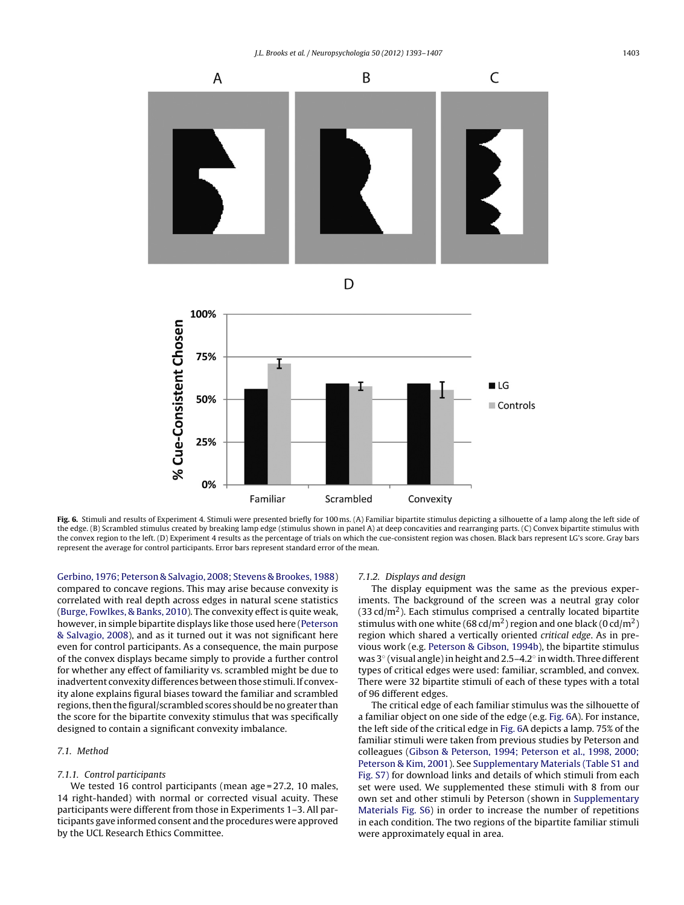Fig. 6. Stimuli and results of Experiment 4. Stimuli were presented briefly for 100 ms. (A) Familiar bipartite stimulus depicting a silhouette of a lamp along the left side of the edge. (B) Scrambled stimulus created by breaking lamp edge (stimulus shown in panel A) at deep concavities and rearranging parts. (C) Convex bipartite stimulus with the convex region to the left. (D) Experiment 4 results as the percentage of trials on which the cue-consistent region was chosen. Black bars represent LG's score. Gray bars represent the average for control participants. Error bars represent standard error of the mean.

Gerbino, 1976; Peterson & Salvagio, 2008; Stevens & Brookes, 1988) compared to concave regions. This may arise because convexity is correlated with real depth across edges in natural scene statistics (Burge, Fowlkes, & Banks, 2010). The convexity effect is quite weak, however, in simple bipartite displays like those used here (Peterson & Salvagio, 2008), and as it turned out it was not significant here even for control participants. As a consequence, the main purpose of the convex displays became simply to provide a further control for whether any effect of familiarity vs. scrambled might be due to inadvertent convexity differences between those stimuli. If convexity alone explains figural biases toward the familiar and scrambled regions, then the figural/scrambled scores should be no greater than the score for the bipartite convexity stimulus that was specifically designed to contain a significant convexity imbalance.

### 7.1. Method

#### 7.1.1. Control participants

We tested 16 control participants (mean age = 27.2, 10 males, 14 right-handed) with normal or corrected visual acuity. These participants were different from those in Experiments 1–3. All participants gave informed consent and the procedures were approved by the UCL Research Ethics Committee.

#### 7.1.2. Displays and design

The display equipment was the same as the previous experiments. The background of the screen was a neutral gray color (33 cd/m$^2$). Each stimulus comprised a centrally located bipartite stimulus with one white (68 cd/m$^2$) region and one black (0 cd/m$^2$) region which shared a vertically oriented *critical edge*. As in previous work (e.g. Peterson & Gibson, 1994b), the bipartite stimulus was 3° (visual angle) in height and 2.5–4.2° in width. Three different types of critical edges were used: familiar, scrambled, and convex. There were 32 bipartite stimuli of each of these types with a total of 96 different edges.

The critical edge of each familiar stimulus was the silhouette of a familiar object on one side of the edge (e.g. Fig. 6A). For instance, the left side of the critical edge in Fig. 6A depicts a lamp. 75% of the familiar stimuli were taken from previous studies by Peterson and colleagues (Gibson & Peterson, 1994; Peterson et al., 1998, 2000; Peterson & Kim, 2001). See Supplementary Materials (Table S1 and Fig. S7) for download links and details of which stimuli from each set were used. We supplemented these stimuli with 8 from our own set and other stimuli by Peterson (shown in Supplementary Materials Fig. S6) in order to increase the number of repetitions in each condition. The two regions of the bipartite familiar stimuli were approximately equal in area.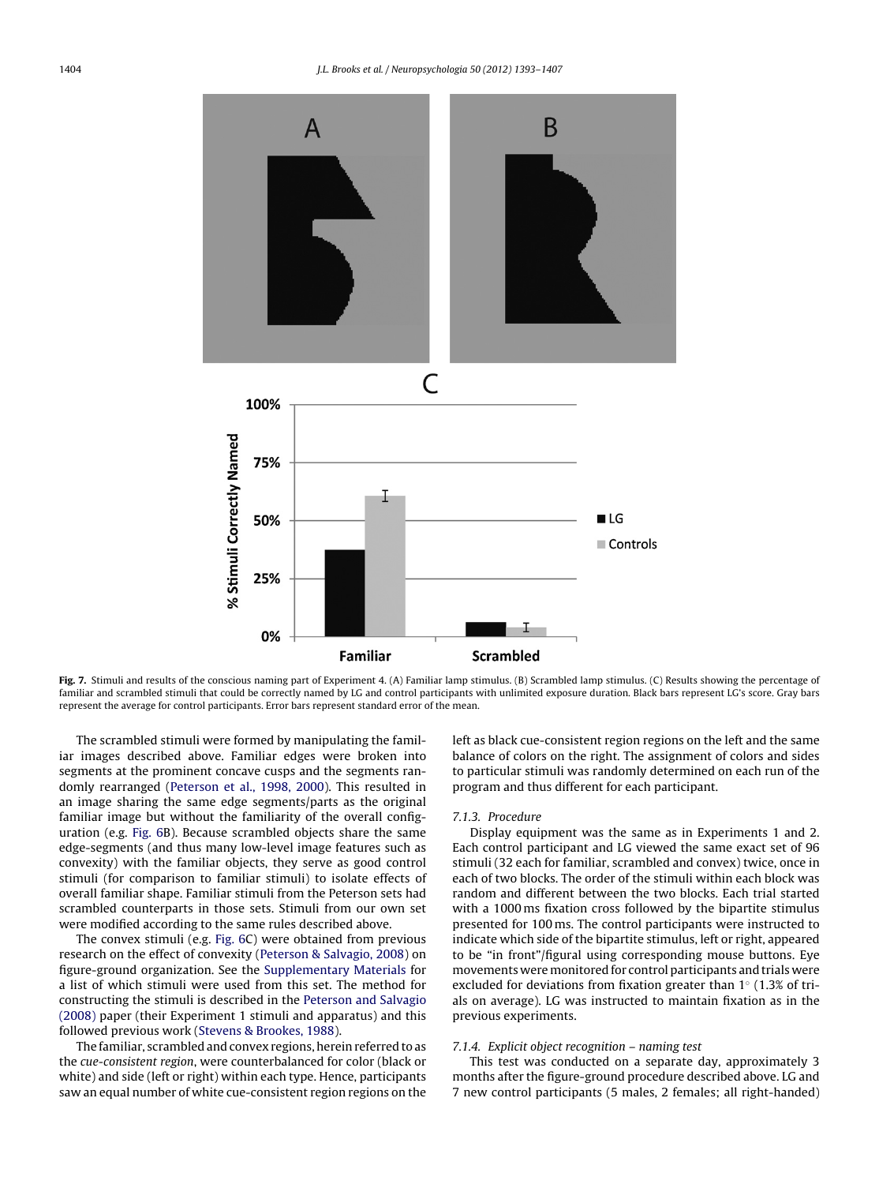**Fig. 7.** Stimuli and results of the conscious naming part of Experiment 4. (A) Familiar lamp stimulus. (B) Scrambled lamp stimulus. (C) Results showing the percentage of familiar and scrambled stimuli that could be correctly named by LG and control participants with unlimited exposure duration. Black bars represent LG's score. Gray bars represent the average for control participants. Error bars represent standard error of the mean.

The scrambled stimuli were formed by manipulating the familiar images described above. Familiar edges were broken into segments at the prominent concave cusps and the segments randomly rearranged (Peterson et al., 1998, 2000). This resulted in an image sharing the same edge segments/parts as the original familiar image but without the familiarity of the overall configuration (e.g. Fig. 6B). Because scrambled objects share the same edge-segments (and thus many low-level image features such as convexity) with the familiar objects, they serve as good control stimuli (for comparison to familiar stimuli) to isolate effects of overall familiar shape. Familiar stimuli from the Peterson sets had scrambled counterparts in those sets. Stimuli from our own set were modified according to the same rules described above.

The convex stimuli (e.g. Fig. 6C) were obtained from previous research on the effect of convexity (Peterson & Salvagio, 2008) on figure-ground organization. See the Supplementary Materials for a list of which stimuli were used from this set. The method for constructing the stimuli is described in the Peterson and Salvagio (2008) paper (their Experiment 1 stimuli and apparatus) and this followed previous work (Stevens & Brookes, 1988).

The familiar, scrambled and convex regions, herein referred to as the *cue-consistent region*, were counterbalanced for color (black or white) and side (left or right) within each type. Hence, participants saw an equal number of white cue-consistent region regions on the left as black cue-consistent region regions on the left and the same balance of colors on the right. The assignment of colors and sides to particular stimuli was randomly determined on each run of the program and thus different for each participant.

#### 7.1.3. Procedure

Display equipment was the same as in Experiments 1 and 2. Each control participant and LG viewed the same exact set of 96 stimuli (32 each for familiar, scrambled and convex) twice, once in each of two blocks. The order of the stimuli within each block was random and different between the two blocks. Each trial started with a 1000 ms fixation cross followed by the bipartite stimulus presented for 100 ms. The control participants were instructed to indicate which side of the bipartite stimulus, left or right, appeared to be "in front"/figural using corresponding mouse buttons. Eye movements were monitored for control participants and trials were excluded for deviations from fixation greater than 1° (1.3% of trials on average). LG was instructed to maintain fixation as in the previous experiments.

#### 7.1.4. Explicit object recognition – naming test

This test was conducted on a separate day, approximately 3 months after the figure-ground procedure described above. LG and 7 new control participants (5 males, 2 females; all right-handed)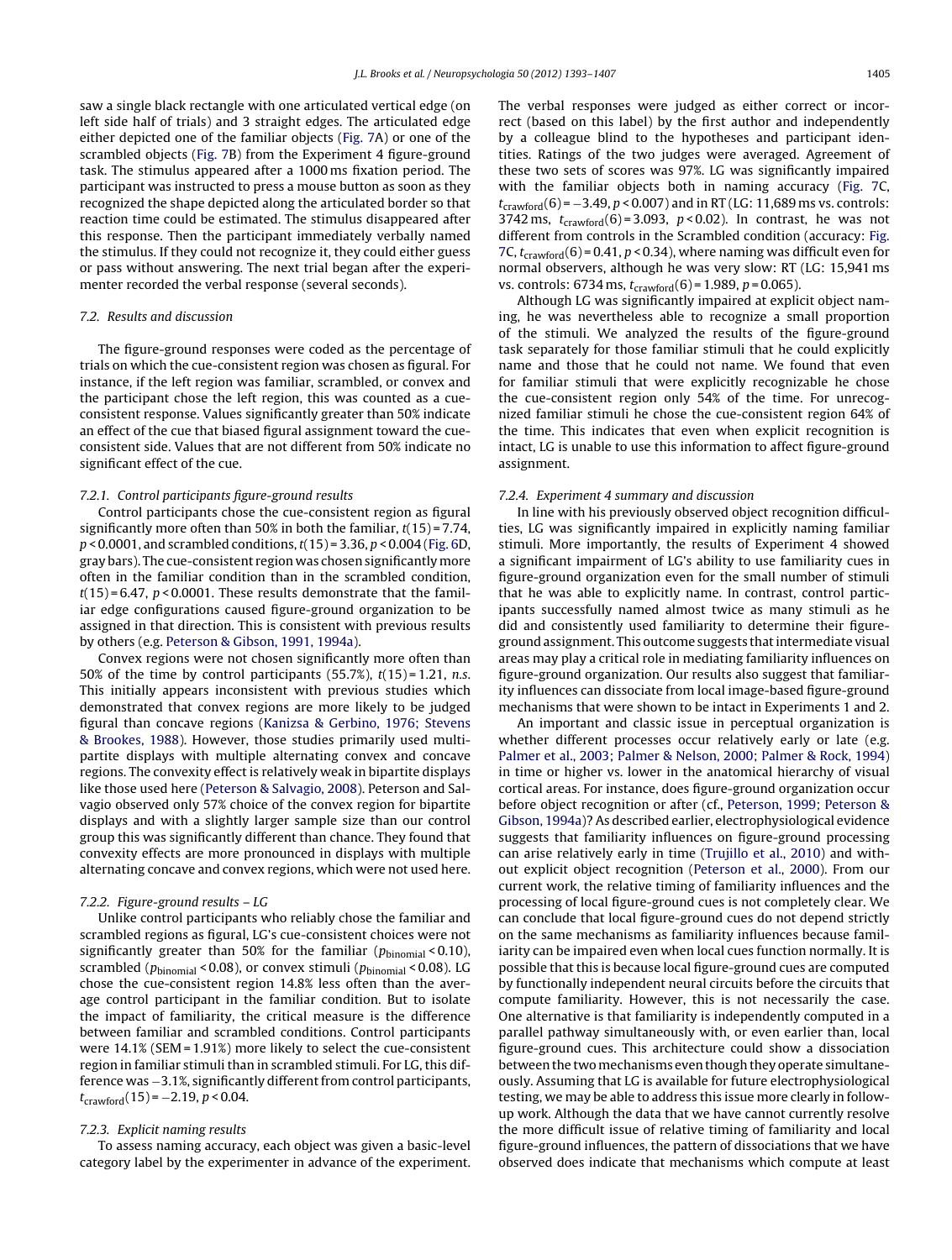saw a single black rectangle with one articulated vertical edge (on left side half of trials) and 3 straight edges. The articulated edge either depicted one of the familiar objects (Fig. 7A) or one of the scrambled objects (Fig. 7B) from the Experiment 4 figure-ground task. The stimulus appeared after a 1000 ms fixation period. The participant was instructed to press a mouse button as soon as they recognized the shape depicted along the articulated border so that reaction time could be estimated. The stimulus disappeared after this response. Then the participant immediately verbally named the stimulus. If they could not recognize it, they could either guess or pass without answering. The next trial began after the experimenter recorded the verbal response (several seconds).

### 7.2. Results and discussion

The figure-ground responses were coded as the percentage of trials on which the cue-consistent region was chosen as figural. For instance, if the left region was familiar, scrambled, or convex and the participant chose the left region, this was counted as a cue-consistent response. Values significantly greater than 50% indicate an effect of the cue that biased figural assignment toward the cue-consistent side. Values that are not different from 50% indicate no significant effect of the cue.

#### 7.2.1. Control participants figure-ground results

Control participants chose the cue-consistent region as figural significantly more often than 50% in both the familiar, $t(15) = 7.74$, $p < 0.0001$, and scrambled conditions, $t(15) = 3.36$, $p < 0.004$ (Fig. 6D, gray bars). The cue-consistent region was chosen significantly more often in the familiar condition than in the scrambled condition, $t(15) = 6.47$, $p < 0.0001$. These results demonstrate that the familiar edge configurations caused figure-ground organization to be assigned in that direction. This is consistent with previous results by others (e.g. Peterson & Gibson, 1991, 1994a).

Convex regions were not chosen significantly more often than 50% of the time by control participants (55.7%), $t(15) = 1.21$, *n.s.* This initially appears inconsistent with previous studies which demonstrated that convex regions are more likely to be judged figural than concave regions (Kanizsa & Gerbino, 1976; Stevens & Brookes, 1988). However, those studies primarily used multipartite displays with multiple alternating convex and concave regions. The convexity effect is relatively weak in bipartite displays like those used here (Peterson & Salvagio, 2008). Peterson and Salvagio observed only 57% choice of the convex region for bipartite displays and with a slightly larger sample size than our control group this was significantly different than chance. They found that convexity effects are more pronounced in displays with multiple alternating concave and convex regions, which were not used here.

#### 7.2.2. Figure-ground results – LG

Unlike control participants who reliably chose the familiar and scrambled regions as figural, LG's cue-consistent choices were not significantly greater than 50% for the familiar ($p_{\text{binomial}} < 0.10$), scrambled ($p_{\text{binomial}} < 0.08$), or convex stimuli ($p_{\text{binomial}} < 0.08$). LG chose the cue-consistent region 14.8% less often than the average control participant in the familiar condition. But to isolate the impact of familiarity, the critical measure is the difference between familiar and scrambled conditions. Control participants were 14.1% (SEM = 1.91%) more likely to select the cue-consistent region in familiar stimuli than in scrambled stimuli. For LG, this difference was −3.1%, significantly different from control participants, $t_{\text{crawford}}(15) = -2.19$, $p < 0.04$.

#### 7.2.3. Explicit naming results

To assess naming accuracy, each object was given a basic-level category label by the experimenter in advance of the experiment. The verbal responses were judged as either correct or incorrect (based on this label) by the first author and independently by a colleague blind to the hypotheses and participant identities. Ratings of the two judges were averaged. Agreement of these two sets of scores was 97%. LG was significantly impaired with the familiar objects both in naming accuracy (Fig. 7C, $t_{\text{crawford}}(6) = -3.49$, $p < 0.007$) and in RT (LG: 11,689 ms vs. controls: 3742 ms, $t_{\text{crawford}}(6) = 3.093$, $p < 0.02$). In contrast, he was not different from controls in the Scrambled condition (accuracy: Fig. 7C, $t_{\text{crawford}}(6) = 0.41$, $p < 0.34$), where naming was difficult even for normal observers, although he was very slow: RT (LG: 15,941 ms vs. controls: 6734 ms, $t_{\text{crawford}}(6) = 1.989$, $p = 0.065$).

Although LG was significantly impaired at explicit object naming, he was nevertheless able to recognize a small proportion of the stimuli. We analyzed the results of the figure-ground task separately for those familiar stimuli that he could explicitly name and those that he could not name. We found that even for familiar stimuli that were explicitly recognizable he chose the cue-consistent region only 54% of the time. For unrecognized familiar stimuli he chose the cue-consistent region 64% of the time. This indicates that even when explicit recognition is intact, LG is unable to use this information to affect figure-ground assignment.

#### 7.2.4. Experiment 4 summary and discussion

In line with his previously observed object recognition difficulties, LG was significantly impaired in explicitly naming familiar stimuli. More importantly, the results of Experiment 4 showed a significant impairment of LG's ability to use familiarity cues in figure-ground organization even for the small number of stimuli that he was able to explicitly name. In contrast, control participants successfully named almost twice as many stimuli as he did and consistently used familiarity to determine their figure-ground assignment. This outcome suggests that intermediate visual areas may play a critical role in mediating familiarity influences on figure-ground organization. Our results also suggest that familiarity influences can dissociate from local image-based figure-ground mechanisms that were shown to be intact in Experiments 1 and 2.

An important and classic issue in perceptual organization is whether different processes occur relatively early or late (e.g. Palmer et al., 2003; Palmer & Nelson, 2000; Palmer & Rock, 1994) in time or higher vs. lower in the anatomical hierarchy of visual cortical areas. For instance, does figure-ground organization occur before object recognition or after (cf., Peterson, 1999; Peterson & Gibson, 1994a)? As described earlier, electrophysiological evidence suggests that familiarity influences on figure-ground processing can arise relatively early in time (Trujillo et al., 2010) and without explicit object recognition (Peterson et al., 2000). From our current work, the relative timing of familiarity influences and the processing of local figure-ground cues is not completely clear. We can conclude that local figure-ground cues do not depend strictly on the same mechanisms as familiarity influences because familiarity can be impaired even when local cues function normally. It is possible that this is because local figure-ground cues are computed by functionally independent neural circuits before the circuits that compute familiarity. However, this is not necessarily the case. One alternative is that familiarity is independently computed in a parallel pathway simultaneously with, or even earlier than, local figure-ground cues. This architecture could show a dissociation between the two mechanisms even though they operate simultaneously. Assuming that LG is available for future electrophysiological testing, we may be able to address this issue more clearly in follow-up work. Although the data that we have cannot currently resolve the more difficult issue of relative timing of familiarity and local figure-ground influences, the pattern of dissociations that we have observed does indicate that mechanisms which compute at least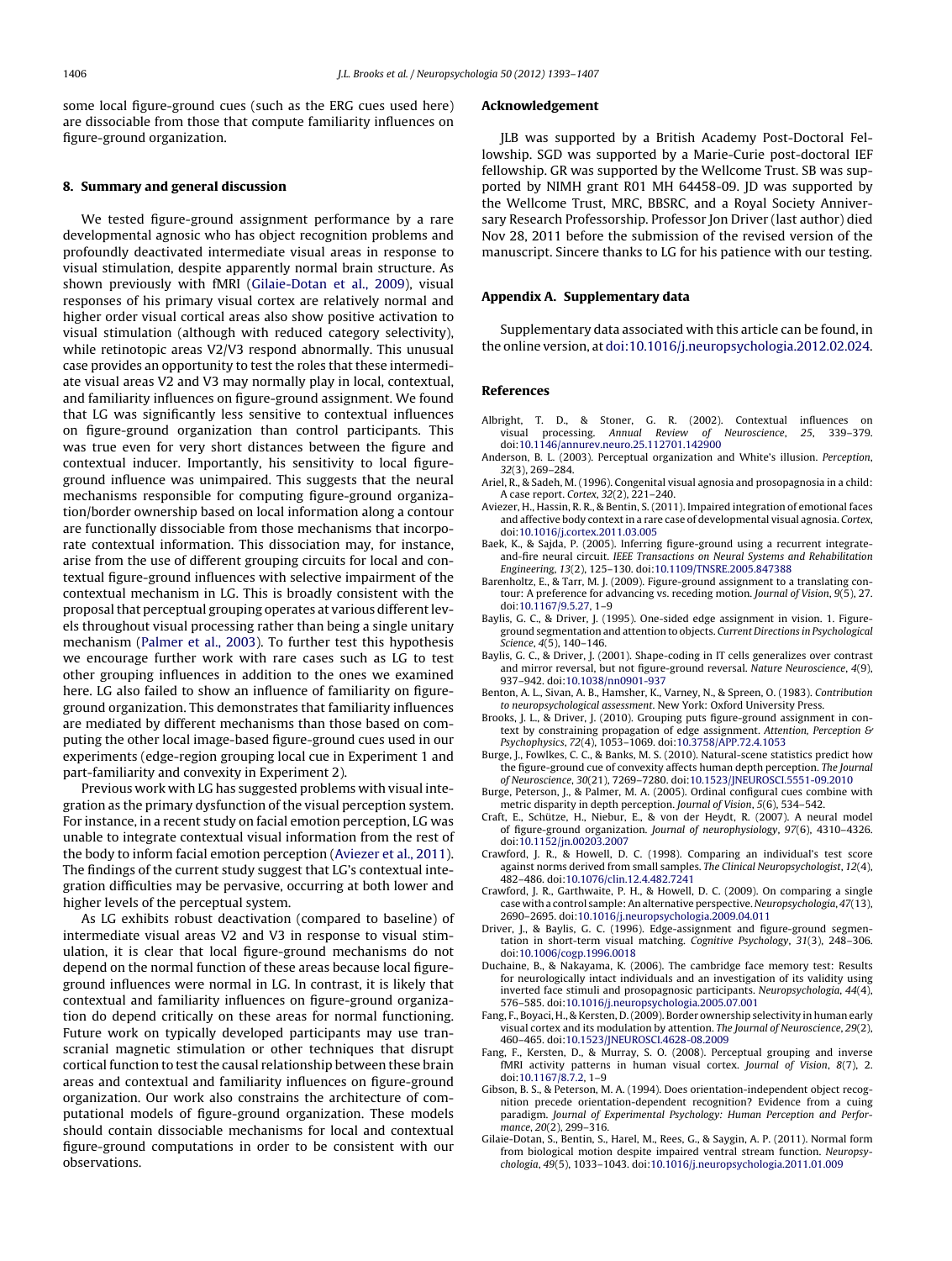some local figure-ground cues (such as the ERG cues used here) are dissociable from those that compute familiarity influences on figure-ground organization.

## 8. Summary and general discussion

We tested figure-ground assignment performance by a rare developmental agnosic who has object recognition problems and profoundly deactivated intermediate visual areas in response to visual stimulation, despite apparently normal brain structure. As shown previously with fMRI (Gilaie-Dotan et al., 2009), visual responses of his primary visual cortex are relatively normal and higher order visual cortical areas also show positive activation to visual stimulation (although with reduced category selectivity), while retinotopic areas V2/V3 respond abnormally. This unusual case provides an opportunity to test the roles that these intermediate visual areas V2 and V3 may normally play in local, contextual, and familiarity influences on figure-ground assignment. We found that LG was significantly less sensitive to contextual influences on figure-ground organization than control participants. This was true even for very short distances between the figure and contextual inducer. Importantly, his sensitivity to local figure-ground influence was unimpaired. This suggests that the neural mechanisms responsible for computing figure-ground organization/border ownership based on local information along a contour are functionally dissociable from those mechanisms that incorporate contextual information. This dissociation may, for instance, arise from the use of different grouping circuits for local and contextual figure-ground influences with selective impairment of the contextual mechanism in LG. This is broadly consistent with the proposal that perceptual grouping operates at various different levels throughout visual processing rather than being a single unitary mechanism (Palmer et al., 2003). To further test this hypothesis we encourage further work with rare cases such as LG to test other grouping influences in addition to the ones we examined here. LG also failed to show an influence of familiarity on figure-ground organization. This demonstrates that familiarity influences are mediated by different mechanisms than those based on computing the other local image-based figure-ground cues used in our experiments (edge-region grouping local cue in Experiment 1 and part-familiarity and convexity in Experiment 2).

Previous work with LG has suggested problems with visual integration as the primary dysfunction of the visual perception system. For instance, in a recent study on facial emotion perception, LG was unable to integrate contextual visual information from the rest of the body to inform facial emotion perception (Aviezer et al., 2011). The findings of the current study suggest that LG's contextual integration difficulties may be pervasive, occurring at both lower and higher levels of the perceptual system.

As LG exhibits robust deactivation (compared to baseline) of intermediate visual areas V2 and V3 in response to visual stimulation, it is clear that local figure-ground mechanisms do not depend on the normal function of these areas because local figure-ground influences were normal in LG. In contrast, it is likely that contextual and familiarity influences on figure-ground organization do depend critically on these areas for normal functioning. Future work on typically developed participants may use transcranial magnetic stimulation or other techniques that disrupt cortical function to test the causal relationship between these brain areas and contextual and familiarity influences on figure-ground organization. Our work also constrains the architecture of computational models of figure-ground organization. These models should contain dissociable mechanisms for local and contextual figure-ground computations in order to be consistent with our observations.

## Acknowledgement

JLB was supported by a British Academy Post-Doctoral Fellowship. SGD was supported by a Marie-Curie post-doctoral IEF fellowship. GR was supported by the Wellcome Trust. SB was supported by NIMH grant R01 MH 64458-09. JD was supported by the Wellcome Trust, MRC, BBSRC, and a Royal Society Anniversary Research Professorship. Professor Jon Driver (last author) died Nov 28, 2011 before the submission of the revised version of the manuscript. Sincere thanks to LG for his patience with our testing.

## Appendix A. Supplementary data

Supplementary data associated with this article can be found, in the online version, at doi:10.1016/j.neuropsychologia.2012.02.024.

## References

Albright, T. D., & Stoner, G. R. (2002). Contextual influences on visual processing. *Annual Review of Neuroscience*, *25*, 339–379. doi:10.1146/annurev.neuro.25.112701.142900

Anderson, B. L. (2003). Perceptual organization and White's illusion. *Perception*, *32*(3), 269–284.

Ariel, R., & Sadeh, M. (1996). Congenital visual agnosia and prosopagnosia in a child: A case report. *Cortex*, *32*(2), 221–240.

Aviezer, H., Hassin, R. R., & Bentin, S. (2011). Impaired integration of emotional faces and affective body context in a rare case of developmental visual agnosia. *Cortex*, doi:10.1016/j.cortex.2011.03.005

Baek, K., & Sajda, P. (2005). Inferring figure-ground using a recurrent integrate-and-fire neural circuit. *IEEE Transactions on Neural Systems and Rehabilitation Engineering*, *13*(2), 125–130. doi:10.1109/TNSRE.2005.847388

Barenholtz, E., & Tarr, M. J. (2009). Figure-ground assignment to a translating contour: A preference for advancing vs. receding motion. *Journal of Vision*, *9*(5), 27. doi:10.1167/9.5.27, 1–9

Baylis, G. C., & Driver, J. (1995). One-sided edge assignment in vision. 1. Figure-ground segmentation and attention to objects. *Current Directions in Psychological Science*, *4*(5), 140–146.

Baylis, G. C., & Driver, J. (2001). Shape-coding in IT cells generalizes over contrast and mirror reversal, but not figure-ground reversal. *Nature Neuroscience*, *4*(9), 937–942. doi:10.1038/nn0901-937

Benton, A. L., Sivan, A. B., Hamsher, K., Varney, N., & Spreen, O. (1983). *Contribution to neuropsychological assessment*. New York: Oxford University Press.

Brooks, J. L., & Driver, J. (2010). Grouping puts figure-ground assignment in context by constraining propagation of edge assignment. *Attention, Perception & Psychophysics*, *72*(4), 1053–1069. doi:10.3758/APP.72.4.1053

Burge, J., Fowlkes, C. C., & Banks, M. S. (2010). Natural-scene statistics predict how the figure-ground cue of convexity affects human depth perception. *The Journal of Neuroscience*, *30*(21), 7269–7280. doi:10.1523/JNEUROSCI.5551-09.2010

Burge, Peterson, J., & Palmer, M. A. (2005). Ordinal configural cues combine with metric disparity in depth perception. *Journal of Vision*, *5*(6), 534–542.

Craft, E., Schütze, H., Niebur, E., & von der Heydt, R. (2007). A neural model of figure-ground organization. *Journal of neurophysiology*, *97*(6), 4310–4326. doi:10.1152/jn.00203.2007

Crawford, J. R., & Howell, D. C. (1998). Comparing an individual's test score against norms derived from small samples. *The Clinical Neuropsychologist*, *12*(4), 482–486. doi:10.1076/clin.12.4.482.7241

Crawford, J. R., Garthwaite, P. H., & Howell, D. C. (2009). On comparing a single case with a control sample: An alternative perspective. *Neuropsychologia*, *47*(13), 2690–2695. doi:10.1016/j.neuropsychologia.2009.04.011

Driver, J., & Baylis, G. C. (1996). Edge-assignment and figure-ground segmentation in short-term visual matching. *Cognitive Psychology*, *31*(3), 248–306. doi:10.1006/cogp.1996.0018

Duchaine, B., & Nakayama, K. (2006). The cambridge face memory test: Results for neurologically intact individuals and an investigation of its validity using inverted face stimuli and prosopagnosic participants. *Neuropsychologia*, *44*(4), 576–585. doi:10.1016/j.neuropsychologia.2005.07.001

Fang, F., Boyaci, H., & Kersten, D. (2009). Border ownership selectivity in human early visual cortex and its modulation by attention. *The Journal of Neuroscience*, *29*(2), 460–465. doi:10.1523/JNEUROSCI.4628-08.2009

Fang, F., Kersten, D., & Murray, S. O. (2008). Perceptual grouping and inverse fMRI activity patterns in human visual cortex. *Journal of Vision*, *8*(7), 2. doi:10.1167/8.7.2, 1–9

Gibson, B. S., & Peterson, M. A. (1994). Does orientation-independent object recognition precede orientation-dependent recognition? Evidence from a cuing paradigm. *Journal of Experimental Psychology: Human Perception and Performance*, *20*(2), 299–316.

Gilaie-Dotan, S., Bentin, S., Harel, M., Rees, G., & Saygin, A. P. (2011). Normal form from biological motion despite impaired ventral stream function. *Neuropsychologia*, *49*(5), 1033–1043. doi:10.1016/j.neuropsychologia.2011.01.009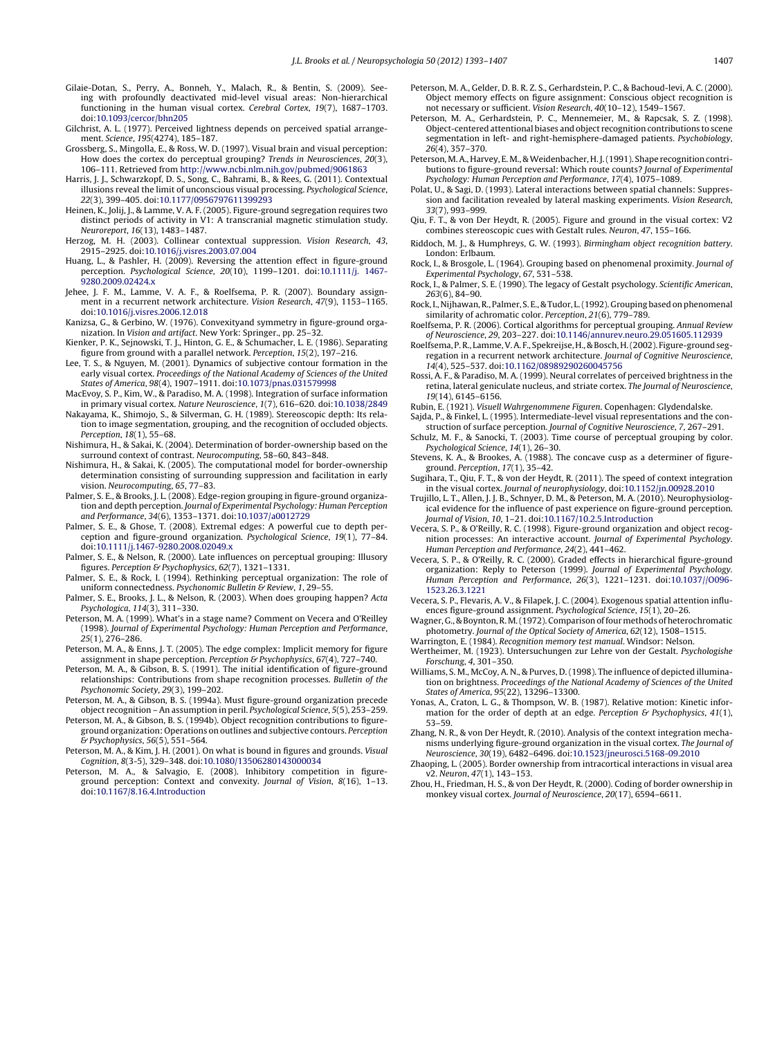Gilaie-Dotan, S., Perry, A., Bonneh, Y., Malach, R., & Bentin, S. (2009). Seeing with profoundly deactivated mid-level visual areas: Non-hierarchical functioning in the human visual cortex. *Cerebral Cortex*, *19*(7), 1687–1703. doi:10.1093/cercor/bhn205

Gilchrist, A. L. (1977). Perceived lightness depends on perceived spatial arrangement. *Science*, *195*(4274), 185–187.

Grossberg, S., Mingolla, E., & Ross, W. D. (1997). Visual brain and visual perception: How does the cortex do perceptual grouping? *Trends in Neurosciences*, *20*(3), 106–111. Retrieved from http://www.ncbi.nlm.nih.gov/pubmed/9061863

Harris, J. J., Schwarzkopf, D. S., Song, C., Bahrami, B., & Rees, G. (2011). Contextual illusions reveal the limit of unconscious visual processing. *Psychological Science*, *22*(3), 399–405. doi:10.1177/0956797611399293

Heinen, K., Jolij, J., & Lamme, V. A. F. (2005). Figure-ground segregation requires two distinct periods of activity in V1: A transcranial magnetic stimulation study. *Neuroreport*, *16*(13), 1483–1487.

Herzog, M. H. (2003). Collinear contextual suppression. *Vision Research*, *43*, 2915–2925. doi:10.1016/j.visres.2003.07.004

Huang, L., & Pashler, H. (2009). Reversing the attention effect in figure-ground perception. *Psychological Science*, *20*(10), 1199–1201. doi:10.1111/j. 1467-9280.2009.02424.x

Jehee, J. F. M., Lamme, V. A. F., & Roelfsema, P. R. (2007). Boundary assignment in a recurrent network architecture. *Vision Research*, *47*(9), 1153–1165. doi:10.1016/j.visres.2006.12.018

Kanizsa, G., & Gerbino, W. (1976). Convexityand symmetry in figure-ground organization. In *Vision and artifact*. New York: Springer., pp. 25–32.

Kienker, P. K., Sejnowski, T. J., Hinton, G. E., & Schumacher, L. E. (1986). Separating figure from ground with a parallel network. *Perception*, *15*(2), 197–216.

Lee, T. S., & Nguyen, M. (2001). Dynamics of subjective contour formation in the early visual cortex. *Proceedings of the National Academy of Sciences of the United States of America*, *98*(4), 1907–1911. doi:10.1073/pnas.031579998

MacEvoy, S. P., Kim, W., & Paradiso, M. A. (1998). Integration of surface information in primary visual cortex. *Nature Neuroscience*, *1*(7), 616–620. doi:10.1038/2849

Nakayama, K., Shimojo, S., & Silverman, G. H. (1989). Stereoscopic depth: Its relation to image segmentation, grouping, and the recognition of occluded objects. *Perception*, *18*(1), 55–68.

Nishimura, H., & Sakai, K. (2004). Determination of border-ownership based on the surround context of contrast. *Neurocomputing*, 58–60, 843–848.

Nishimura, H., & Sakai, K. (2005). The computational model for border-ownership determination consisting of surrounding suppression and facilitation in early vision. *Neurocomputing*, *65*, 77–83.

Palmer, S. E., & Brooks, J. L. (2008). Edge-region grouping in figure-ground organization and depth perception. *Journal of Experimental Psychology: Human Perception and Performance*, *34*(6), 1353–1371. doi:10.1037/a0012729

Palmer, S. E., & Ghose, T. (2008). Extremal edges: A powerful cue to depth perception and figure-ground organization. *Psychological Science*, *19*(1), 77–84. doi:10.1111/j.1467-9280.2008.02049.x

Palmer, S. E., & Nelson, R. (2000). Late influences on perceptual grouping: Illusory figures. *Perception & Psychophysics*, *62*(7), 1321–1331.

Palmer, S. E., & Rock, I. (1994). Rethinking perceptual organization: The role of uniform connectedness. *Psychonomic Bulletin & Review*, *1*, 29–55.

Palmer, S. E., Brooks, J. L., & Nelson, R. (2003). When does grouping happen? *Acta Psychologica*, *114*(3), 311–330.

Peterson, M. A. (1999). What's in a stage name? Comment on Vecera and O'Reilley (1998). *Journal of Experimental Psychology: Human Perception and Performance*, *25*(1), 276–286.

Peterson, M. A., & Enns, J. T. (2005). The edge complex: Implicit memory for figure assignment in shape perception. *Perception & Psychophysics*, *67*(4), 727–740.

Peterson, M. A., & Gibson, B. S. (1991). The initial identification of figure-ground relationships: Contributions from shape recognition processes. *Bulletin of the Psychonomic Society*, *29*(3), 199–202.

Peterson, M. A., & Gibson, B. S. (1994a). Must figure-ground organization precede object recognition – An assumption in peril. *Psychological Science*, *5*(5), 253–259.

Peterson, M. A., & Gibson, B. S. (1994b). Object recognition contributions to figure-ground organization: Operations on outlines and subjective contours. *Perception & Psychophysics*, *56*(5), 551–564.

Peterson, M. A., & Kim, J. H. (2001). On what is bound in figures and grounds. *Visual Cognition*, *8*(3-5), 329–348. doi:10.1080/13506280143000034

Peterson, M. A., & Salvagio, E. (2008). Inhibitory competition in figure-ground perception: Context and convexity. *Journal of Vision*, *8*(16), 1–13. doi:10.1167/8.16.4.Introduction

Peterson, M. A., Gelder, D. B. R. Z. S., Gerhardstein, P. C., & Bachoud-levi, A. C. (2000). Object memory effects on figure assignment: Conscious object recognition is not necessary or sufficient. *Vision Research*, *40*(10–12), 1549–1567.

Peterson, M. A., Gerhardstein, P. C., Mennemeier, M., & Rapcsak, S. Z. (1998). Object-centered attentional biases and object recognition contributions to scene segmentation in left- and right-hemisphere-damaged patients. *Psychobiology*, *26*(4), 357–370.

Peterson, M. A., Harvey, E. M., & Weidenbacher, H. J. (1991). Shape recognition contributions to figure-ground reversal: Which route counts? *Journal of Experimental Psychology: Human Perception and Performance*, *17*(4), 1075–1089.

Polat, U., & Sagi, D. (1993). Lateral interactions between spatial channels: Suppression and facilitation revealed by lateral masking experiments. *Vision Research*, *33*(7), 993–999.

Qiu, F. T., & von der Heydt, R. (2005). Figure and ground in the visual cortex: V2 combines stereoscopic cues with Gestalt rules. *Neuron*, *47*, 155–166.

Riddoch, M. J., & Humphreys, G. W. (1993). *Birmingham object recognition battery*. London: Erlbaum.

Rock, I., & Brosgole, L. (1964). Grouping based on phenomenal proximity. *Journal of Experimental Psychology*, *67*, 531–538.

Rock, I., & Palmer, S. E. (1990). The legacy of Gestalt psychology. *Scientific American*, *263*(6), 84–90.

Rock, I., Nijhawan, R., Palmer, S. E., & Tudor, L. (1992). Grouping based on phenomenal similarity of achromatic color. *Perception*, *21*(6), 779–789.

Roelfsema, P. R. (2006). Cortical algorithms for perceptual grouping. *Annual Review of Neuroscience*, *29*, 203–227. doi:10.1146/annurev.neuro.29.051605.112939

Roelfsema, P. R., Lamme, V. A. F., Spekreijse, H., & Bosch, H. (2002). Figure-ground segregation in a recurrent network architecture. *Journal of Cognitive Neuroscience*, *14*(4), 525–537. doi:10.1162/08989290260045756

Rossi, A. F., & Paradiso, M. A. (1999). Neural correlates of perceived brightness in the retina, lateral geniculate nucleus, and striate cortex. *The Journal of Neuroscience*, *19*(14), 6145–6156.

Rubin, E. (1921). *Visuell Wahrgenommene Figuren*. Copenhagen: Glydendalske.

Sajda, P., & Finkel, L. (1995). Intermediate-level visual representations and the construction of surface perception. *Journal of Cognitive Neuroscience*, *7*, 267–291.

Schulz, M. F., & Sanocki, T. (2003). Time course of perceptual grouping by color. *Psychological Science*, *14*(1), 26–30.

Stevens, K. A., & Brookes, A. (1988). The concave cusp as a determiner of figure-ground. *Perception*, *17*(1), 35–42.

Sugihara, T., Qiu, F. T., & von der Heydt, R. (2011). The speed of context integration in the visual cortex. *Journal of neurophysiology*, doi:10.1152/jn.00928.2010

Trujillo, L. T., Allen, J. J. B., Schnyer, D. M., & Peterson, M. A. (2010). Neurophysiological evidence for the influence of past experience on figure-ground perception. *Journal of Vision*, *10*, 1–21. doi:10.1167/10.2.5.Introduction

Vecera, S. P., & O'Reilly, R. C. (1998). Figure-ground organization and object recognition processes: An interactive account. *Journal of Experimental Psychology. Human Perception and Performance*, *24*(2), 441–462.

Vecera, S. P., & O'Reilly, R. C. (2000). Graded effects in hierarchical figure-ground organization: Reply to Peterson (1999). *Journal of Experimental Psychology. Human Perception and Performance*, *26*(3), 1221–1231. doi:10.1037//O096-1523.26.3.1221

Vecera, S. P., Flevaris, A. V., & Filapek, J. C. (2004). Exogenous spatial attention influences figure-ground assignment. *Psychological Science*, *15*(1), 20–26.

Wagner, G., & Boynton, R. M. (1972). Comparison of four methods of heterochromatic photometry. *Journal of the Optical Society of America*, *62*(12), 1508–1515.

Warrington, E. (1984). *Recognition memory test manual*. Windsor: Nelson.

Wertheimer, M. (1923). Untersuchungen zur Lehre von der Gestalt. *Psychologishe Forschung*, *4*, 301–350.

Williams, S. M., McCoy, A. N., & Purves, D. (1998). The influence of depicted illumination on brightness. *Proceedings of the National Academy of Sciences of the United States of America*, *95*(22), 13296–13300.

Yonas, A., Craton, L. G., & Thompson, W. B. (1987). Relative motion: Kinetic information for the order of depth at an edge. *Perception & Psychophysics*, *41*(1), 53–59.

Zhang, N. R., & von Der Heydt, R. (2010). Analysis of the context integration mechanisms underlying figure-ground organization in the visual cortex. *The Journal of Neuroscience*, *30*(19), 6482–6496. doi:10.1523/jneurosci.5168-09.2010

Zhaoping, L. (2005). Border ownership from intracortical interactions in visual area v2. *Neuron*, *47*(1), 143–153.

Zhou, H., Friedman, H. S., & von Der Heydt, R. (2000). Coding of border ownership in monkey visual cortex. *Journal of Neuroscience*, *20*(17), 6594–6611.